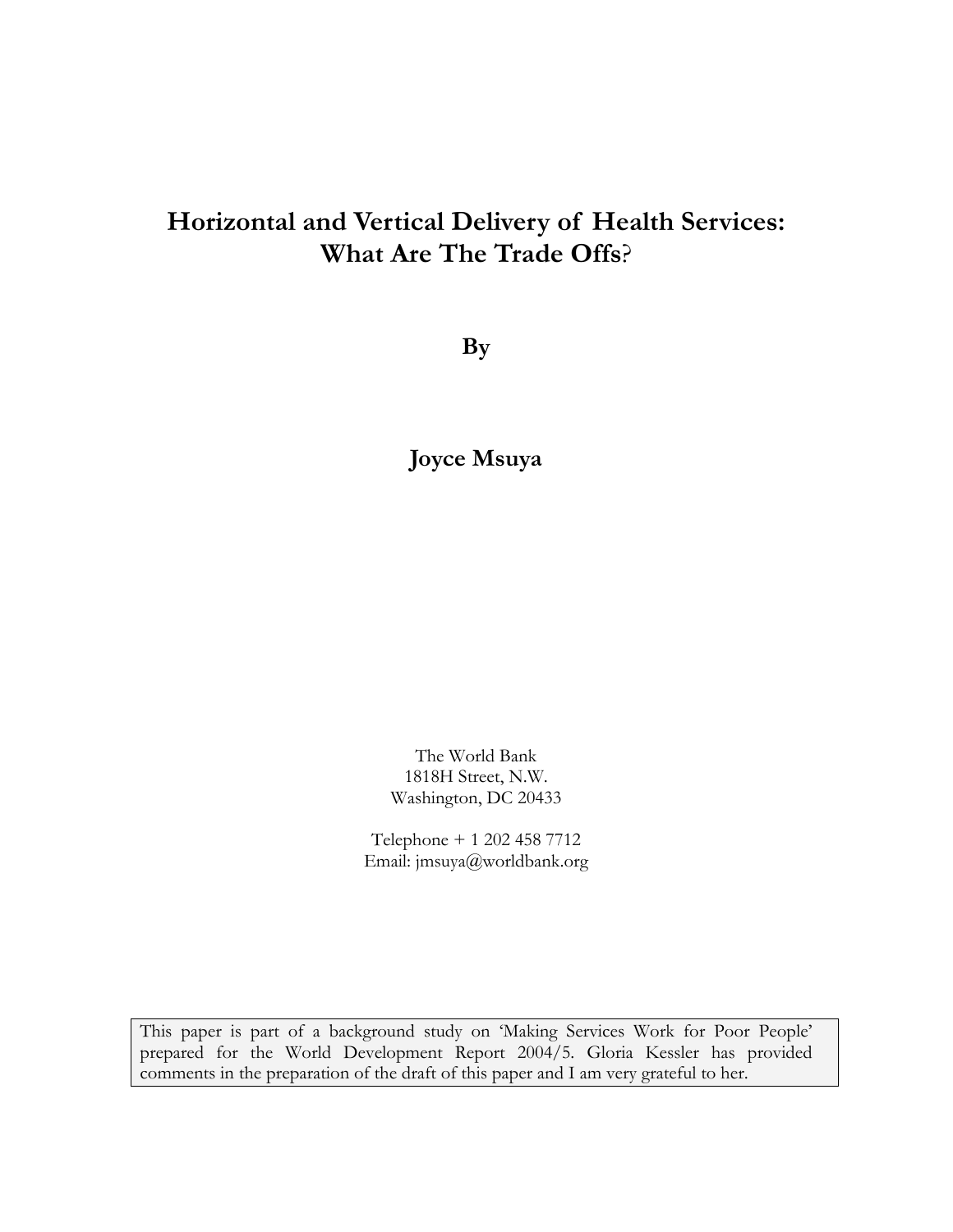# Horizontal and Vertical Delivery of Health Services: What Are The Trade Offs?

**By**

**Joyce Msuya**

The World Bank
1818H Street, N.W.
Washington, DC 20433

Telephone + 1 202 458 7712
Email: jmsuya@worldbank.org

This paper is part of a background study on 'Making Services Work for Poor People' prepared for the World Development Report 2004/5. Gloria Kessler has provided comments in the preparation of the draft of this paper and I am very grateful to her.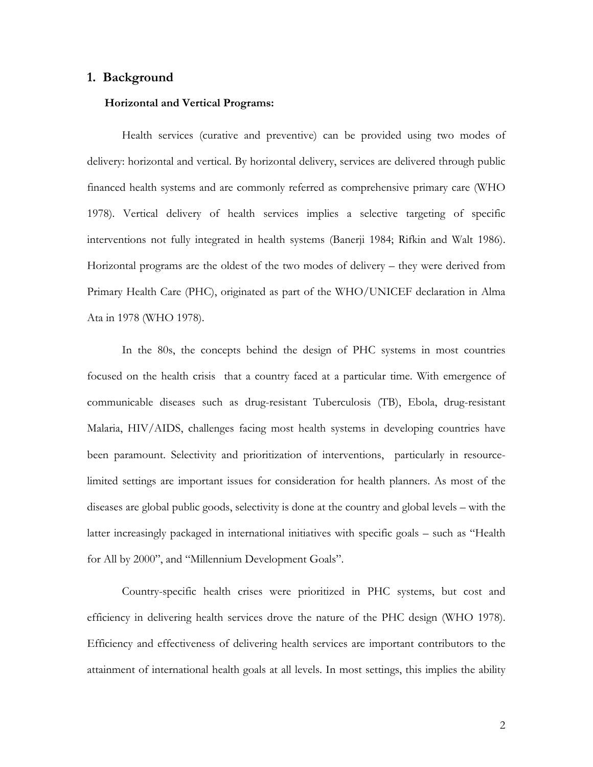## 1. Background

### Horizontal and Vertical Programs:

Health services (curative and preventive) can be provided using two modes of delivery: horizontal and vertical. By horizontal delivery, services are delivered through public financed health systems and are commonly referred as comprehensive primary care (WHO 1978). Vertical delivery of health services implies a selective targeting of specific interventions not fully integrated in health systems (Banerji 1984; Rifkin and Walt 1986). Horizontal programs are the oldest of the two modes of delivery – they were derived from Primary Health Care (PHC), originated as part of the WHO/UNICEF declaration in Alma Ata in 1978 (WHO 1978).

In the 80s, the concepts behind the design of PHC systems in most countries focused on the health crisis that a country faced at a particular time. With emergence of communicable diseases such as drug-resistant Tuberculosis (TB), Ebola, drug-resistant Malaria, HIV/AIDS, challenges facing most health systems in developing countries have been paramount. Selectivity and prioritization of interventions, particularly in resource-limited settings are important issues for consideration for health planners. As most of the diseases are global public goods, selectivity is done at the country and global levels – with the latter increasingly packaged in international initiatives with specific goals – such as "Health for All by 2000", and "Millennium Development Goals".

Country-specific health crises were prioritized in PHC systems, but cost and efficiency in delivering health services drove the nature of the PHC design (WHO 1978). Efficiency and effectiveness of delivering health services are important contributors to the attainment of international health goals at all levels. In most settings, this implies the ability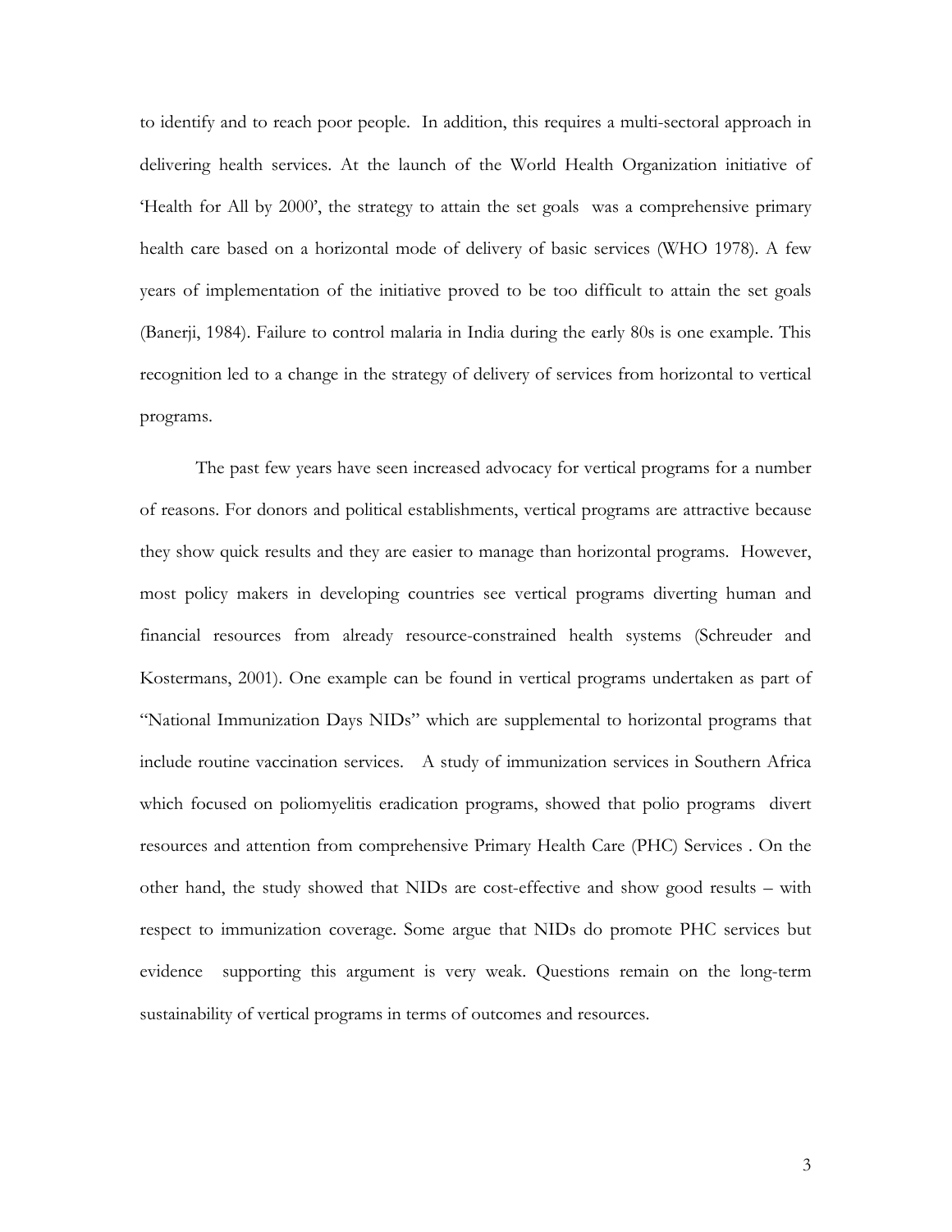to identify and to reach poor people. In addition, this requires a multi-sectoral approach in delivering health services. At the launch of the World Health Organization initiative of 'Health for All by 2000', the strategy to attain the set goals was a comprehensive primary health care based on a horizontal mode of delivery of basic services (WHO 1978). A few years of implementation of the initiative proved to be too difficult to attain the set goals (Banerji, 1984). Failure to control malaria in India during the early 80s is one example. This recognition led to a change in the strategy of delivery of services from horizontal to vertical programs.

The past few years have seen increased advocacy for vertical programs for a number of reasons. For donors and political establishments, vertical programs are attractive because they show quick results and they are easier to manage than horizontal programs. However, most policy makers in developing countries see vertical programs diverting human and financial resources from already resource-constrained health systems (Schreuder and Kostermans, 2001). One example can be found in vertical programs undertaken as part of "National Immunization Days NIDs" which are supplemental to horizontal programs that include routine vaccination services. A study of immunization services in Southern Africa which focused on poliomyelitis eradication programs, showed that polio programs divert resources and attention from comprehensive Primary Health Care (PHC) Services . On the other hand, the study showed that NIDs are cost-effective and show good results – with respect to immunization coverage. Some argue that NIDs do promote PHC services but evidence supporting this argument is very weak. Questions remain on the long-term sustainability of vertical programs in terms of outcomes and resources.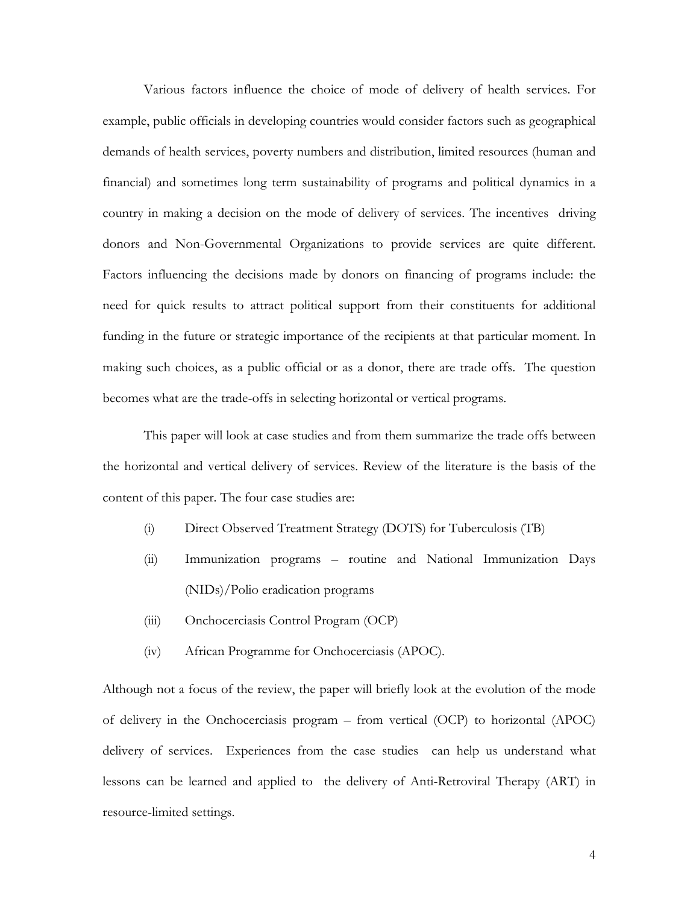Various factors influence the choice of mode of delivery of health services. For example, public officials in developing countries would consider factors such as geographical demands of health services, poverty numbers and distribution, limited resources (human and financial) and sometimes long term sustainability of programs and political dynamics in a country in making a decision on the mode of delivery of services. The incentives driving donors and Non-Governmental Organizations to provide services are quite different. Factors influencing the decisions made by donors on financing of programs include: the need for quick results to attract political support from their constituents for additional funding in the future or strategic importance of the recipients at that particular moment. In making such choices, as a public official or as a donor, there are trade offs. The question becomes what are the trade-offs in selecting horizontal or vertical programs.

This paper will look at case studies and from them summarize the trade offs between the horizontal and vertical delivery of services. Review of the literature is the basis of the content of this paper. The four case studies are:

(i) Direct Observed Treatment Strategy (DOTS) for Tuberculosis (TB)

(ii) Immunization programs – routine and National Immunization Days (NIDs)/Polio eradication programs

(iii) Onchocerciasis Control Program (OCP)

(iv) African Programme for Onchocerciasis (APOC).

Although not a focus of the review, the paper will briefly look at the evolution of the mode of delivery in the Onchocerciasis program – from vertical (OCP) to horizontal (APOC) delivery of services. Experiences from the case studies can help us understand what lessons can be learned and applied to the delivery of Anti-Retroviral Therapy (ART) in resource-limited settings.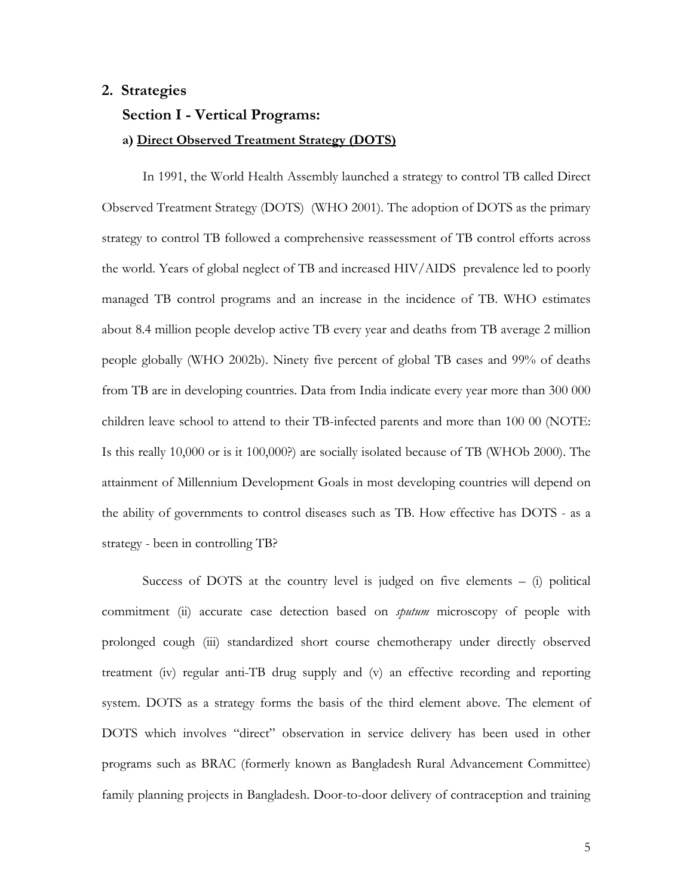## 2. Strategies

### Section I - Vertical Programs:

#### a) Direct Observed Treatment Strategy (DOTS)

In 1991, the World Health Assembly launched a strategy to control TB called Direct Observed Treatment Strategy (DOTS) (WHO 2001). The adoption of DOTS as the primary strategy to control TB followed a comprehensive reassessment of TB control efforts across the world. Years of global neglect of TB and increased HIV/AIDS prevalence led to poorly managed TB control programs and an increase in the incidence of TB. WHO estimates about 8.4 million people develop active TB every year and deaths from TB average 2 million people globally (WHO 2002b). Ninety five percent of global TB cases and 99% of deaths from TB are in developing countries. Data from India indicate every year more than 300 000 children leave school to attend to their TB-infected parents and more than 100 00 (NOTE: Is this really 10,000 or is it 100,000?) are socially isolated because of TB (WHOb 2000). The attainment of Millennium Development Goals in most developing countries will depend on the ability of governments to control diseases such as TB. How effective has DOTS - as a strategy - been in controlling TB?

Success of DOTS at the country level is judged on five elements – (i) political commitment (ii) accurate case detection based on *sputum* microscopy of people with prolonged cough (iii) standardized short course chemotherapy under directly observed treatment (iv) regular anti-TB drug supply and (v) an effective recording and reporting system. DOTS as a strategy forms the basis of the third element above. The element of DOTS which involves "direct" observation in service delivery has been used in other programs such as BRAC (formerly known as Bangladesh Rural Advancement Committee) family planning projects in Bangladesh. Door-to-door delivery of contraception and training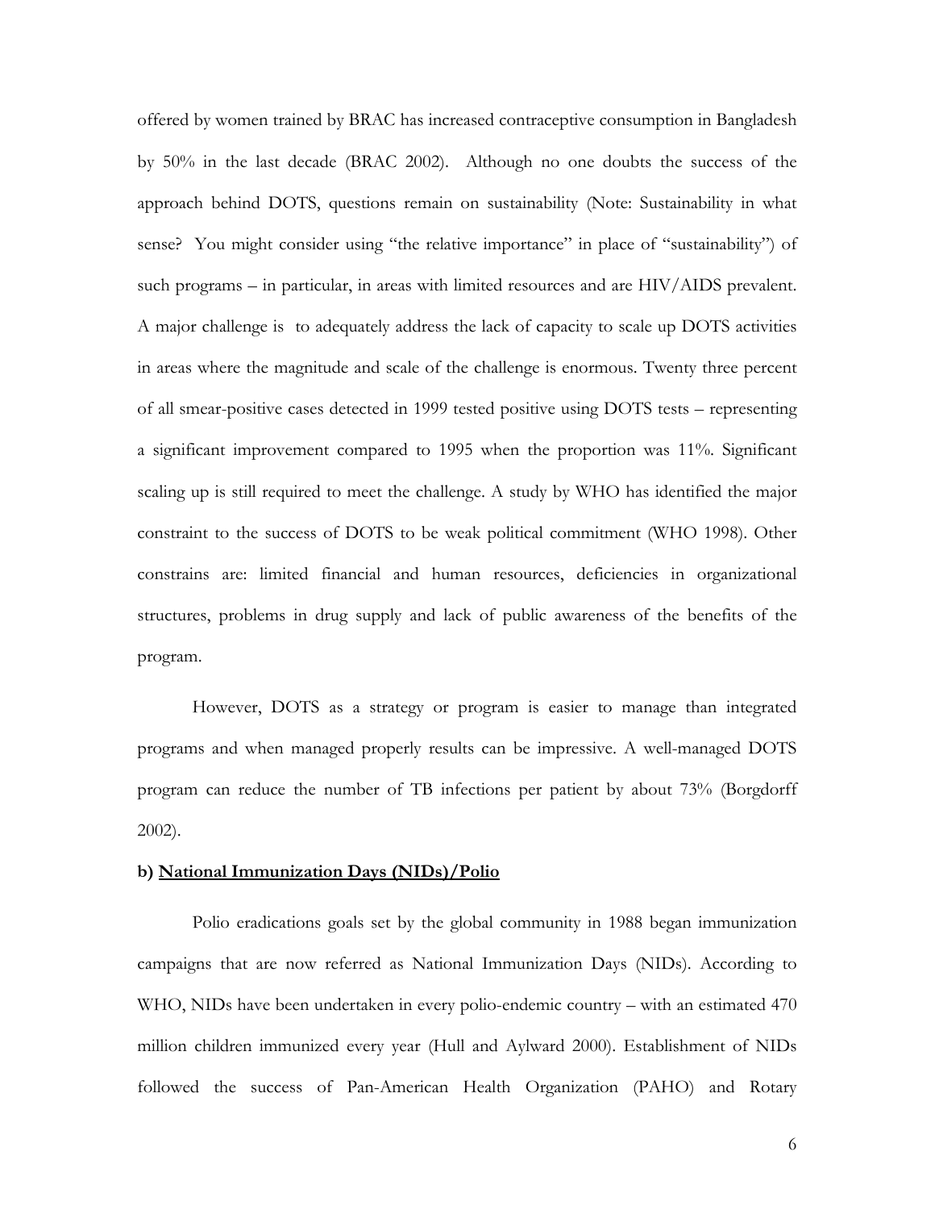offered by women trained by BRAC has increased contraceptive consumption in Bangladesh by 50% in the last decade (BRAC 2002). Although no one doubts the success of the approach behind DOTS, questions remain on sustainability (Note: Sustainability in what sense? You might consider using "the relative importance" in place of "sustainability") of such programs – in particular, in areas with limited resources and are HIV/AIDS prevalent. A major challenge is to adequately address the lack of capacity to scale up DOTS activities in areas where the magnitude and scale of the challenge is enormous. Twenty three percent of all smear-positive cases detected in 1999 tested positive using DOTS tests – representing a significant improvement compared to 1995 when the proportion was 11%. Significant scaling up is still required to meet the challenge. A study by WHO has identified the major constraint to the success of DOTS to be weak political commitment (WHO 1998). Other constrains are: limited financial and human resources, deficiencies in organizational structures, problems in drug supply and lack of public awareness of the benefits of the program.

However, DOTS as a strategy or program is easier to manage than integrated programs and when managed properly results can be impressive. A well-managed DOTS program can reduce the number of TB infections per patient by about 73% (Borgdorff 2002).

**b) <u>National Immunization Days (NIDs)/Polio</u>**

Polio eradications goals set by the global community in 1988 began immunization campaigns that are now referred as National Immunization Days (NIDs). According to WHO, NIDs have been undertaken in every polio-endemic country – with an estimated 470 million children immunized every year (Hull and Aylward 2000). Establishment of NIDs followed the success of Pan-American Health Organization (PAHO) and Rotary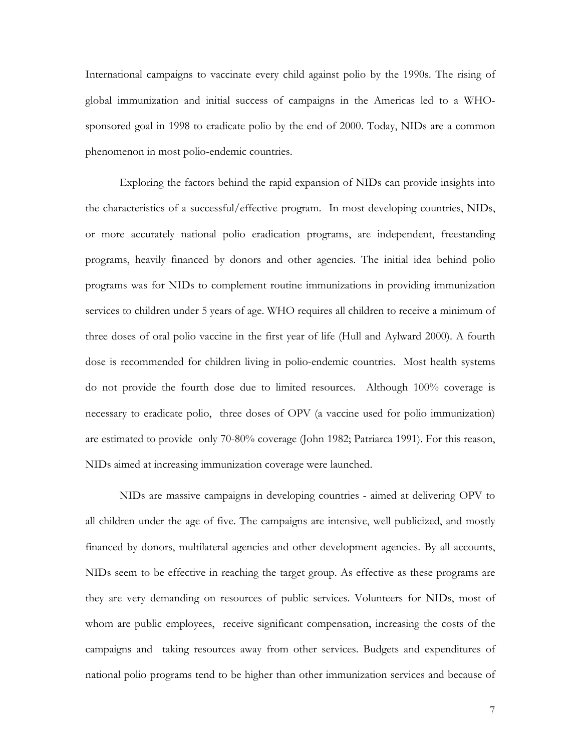International campaigns to vaccinate every child against polio by the 1990s. The rising of global immunization and initial success of campaigns in the Americas led to a WHO-sponsored goal in 1998 to eradicate polio by the end of 2000. Today, NIDs are a common phenomenon in most polio-endemic countries.

Exploring the factors behind the rapid expansion of NIDs can provide insights into the characteristics of a successful/effective program. In most developing countries, NIDs, or more accurately national polio eradication programs, are independent, freestanding programs, heavily financed by donors and other agencies. The initial idea behind polio programs was for NIDs to complement routine immunizations in providing immunization services to children under 5 years of age. WHO requires all children to receive a minimum of three doses of oral polio vaccine in the first year of life (Hull and Aylward 2000). A fourth dose is recommended for children living in polio-endemic countries. Most health systems do not provide the fourth dose due to limited resources. Although 100% coverage is necessary to eradicate polio, three doses of OPV (a vaccine used for polio immunization) are estimated to provide only 70-80% coverage (John 1982; Patriarca 1991). For this reason, NIDs aimed at increasing immunization coverage were launched.

NIDs are massive campaigns in developing countries - aimed at delivering OPV to all children under the age of five. The campaigns are intensive, well publicized, and mostly financed by donors, multilateral agencies and other development agencies. By all accounts, NIDs seem to be effective in reaching the target group. As effective as these programs are they are very demanding on resources of public services. Volunteers for NIDs, most of whom are public employees, receive significant compensation, increasing the costs of the campaigns and taking resources away from other services. Budgets and expenditures of national polio programs tend to be higher than other immunization services and because of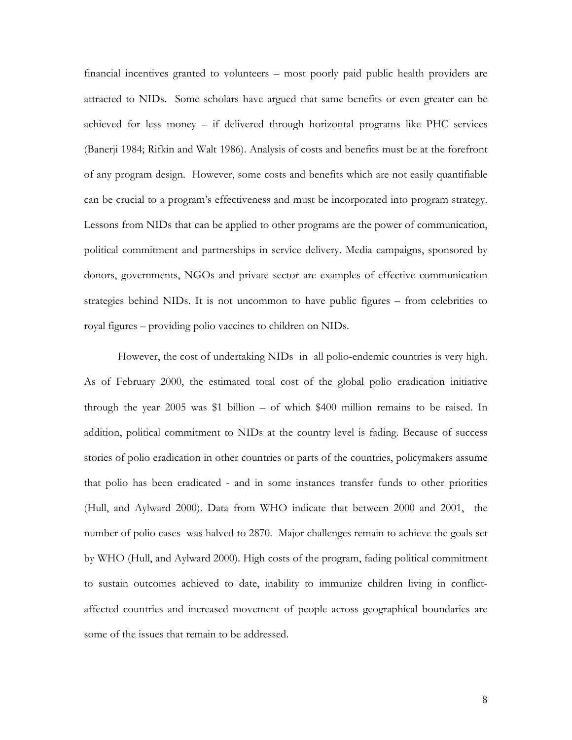financial incentives granted to volunteers – most poorly paid public health providers are attracted to NIDs. Some scholars have argued that same benefits or even greater can be achieved for less money – if delivered through horizontal programs like PHC services (Banerji 1984; Rifkin and Walt 1986). Analysis of costs and benefits must be at the forefront of any program design. However, some costs and benefits which are not easily quantifiable can be crucial to a program's effectiveness and must be incorporated into program strategy. Lessons from NIDs that can be applied to other programs are the power of communication, political commitment and partnerships in service delivery. Media campaigns, sponsored by donors, governments, NGOs and private sector are examples of effective communication strategies behind NIDs. It is not uncommon to have public figures – from celebrities to royal figures – providing polio vaccines to children on NIDs.

However, the cost of undertaking NIDs in all polio-endemic countries is very high. As of February 2000, the estimated total cost of the global polio eradication initiative through the year 2005 was $1 billion – of which $400 million remains to be raised. In addition, political commitment to NIDs at the country level is fading. Because of success stories of polio eradication in other countries or parts of the countries, policymakers assume that polio has been eradicated - and in some instances transfer funds to other priorities (Hull, and Aylward 2000). Data from WHO indicate that between 2000 and 2001, the number of polio cases was halved to 2870. Major challenges remain to achieve the goals set by WHO (Hull, and Aylward 2000). High costs of the program, fading political commitment to sustain outcomes achieved to date, inability to immunize children living in conflict-affected countries and increased movement of people across geographical boundaries are some of the issues that remain to be addressed.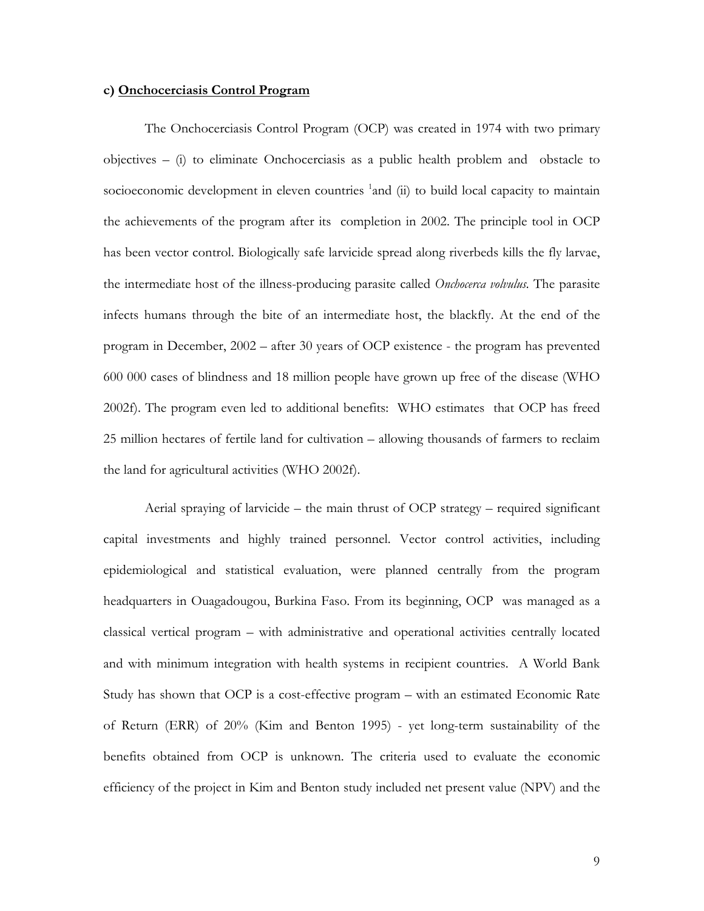### c) **Onchocerciasis Control Program**

The Onchocerciasis Control Program (OCP) was created in 1974 with two primary objectives – (i) to eliminate Onchocerciasis as a public health problem and obstacle to socioeconomic development in eleven countries [1]and (ii) to build local capacity to maintain the achievements of the program after its completion in 2002. The principle tool in OCP has been vector control. Biologically safe larvicide spread along riverbeds kills the fly larvae, the intermediate host of the illness-producing parasite called *Onchocerca volvulus*. The parasite infects humans through the bite of an intermediate host, the blackfly. At the end of the program in December, 2002 – after 30 years of OCP existence - the program has prevented 600 000 cases of blindness and 18 million people have grown up free of the disease (WHO 2002f). The program even led to additional benefits: WHO estimates that OCP has freed 25 million hectares of fertile land for cultivation – allowing thousands of farmers to reclaim the land for agricultural activities (WHO 2002f).

Aerial spraying of larvicide – the main thrust of OCP strategy – required significant capital investments and highly trained personnel. Vector control activities, including epidemiological and statistical evaluation, were planned centrally from the program headquarters in Ouagadougou, Burkina Faso. From its beginning, OCP was managed as a classical vertical program – with administrative and operational activities centrally located and with minimum integration with health systems in recipient countries. A World Bank Study has shown that OCP is a cost-effective program – with an estimated Economic Rate of Return (ERR) of 20% (Kim and Benton 1995) - yet long-term sustainability of the benefits obtained from OCP is unknown. The criteria used to evaluate the economic efficiency of the project in Kim and Benton study included net present value (NPV) and the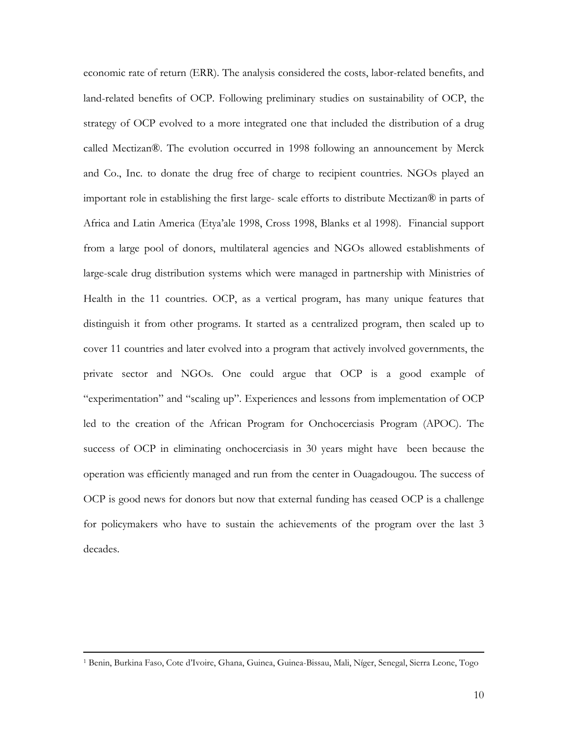economic rate of return (ERR). The analysis considered the costs, labor-related benefits, and land-related benefits of OCP. Following preliminary studies on sustainability of OCP, the strategy of OCP evolved to a more integrated one that included the distribution of a drug called Mectizan®. The evolution occurred in 1998 following an announcement by Merck and Co., Inc. to donate the drug free of charge to recipient countries. NGOs played an important role in establishing the first large- scale efforts to distribute Mectizan® in parts of Africa and Latin America (Etya'ale 1998, Cross 1998, Blanks et al 1998). Financial support from a large pool of donors, multilateral agencies and NGOs allowed establishments of large-scale drug distribution systems which were managed in partnership with Ministries of Health in the 11 countries. OCP, as a vertical program, has many unique features that distinguish it from other programs. It started as a centralized program, then scaled up to cover 11 countries and later evolved into a program that actively involved governments, the private sector and NGOs. One could argue that OCP is a good example of "experimentation" and "scaling up". Experiences and lessons from implementation of OCP led to the creation of the African Program for Onchocerciasis Program (APOC). The success of OCP in eliminating onchocerciasis in 30 years might have been because the operation was efficiently managed and run from the center in Ouagadougou. The success of OCP is good news for donors but now that external funding has ceased OCP is a challenge for policymakers who have to sustain the achievements of the program over the last 3 decades.

---

[1] Benin, Burkina Faso, Cote d'Ivoire, Ghana, Guinea, Guinea-Bissau, Mali, Níger, Senegal, Sierra Leone, Togo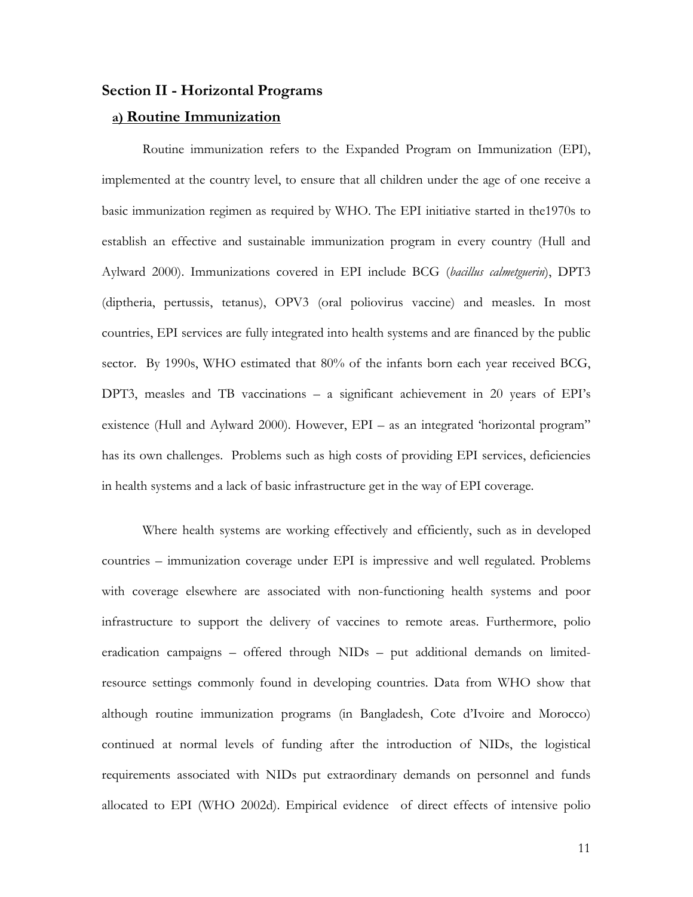## Section II - Horizontal Programs

### a) Routine Immunization

Routine immunization refers to the Expanded Program on Immunization (EPI), implemented at the country level, to ensure that all children under the age of one receive a basic immunization regimen as required by WHO. The EPI initiative started in the1970s to establish an effective and sustainable immunization program in every country (Hull and Aylward 2000). Immunizations covered in EPI include BCG (*bacillus calmetguerin*), DPT3 (diptheria, pertussis, tetanus), OPV3 (oral poliovirus vaccine) and measles. In most countries, EPI services are fully integrated into health systems and are financed by the public sector. By 1990s, WHO estimated that 80% of the infants born each year received BCG, DPT3, measles and TB vaccinations – a significant achievement in 20 years of EPI's existence (Hull and Aylward 2000). However, EPI – as an integrated 'horizontal program" has its own challenges. Problems such as high costs of providing EPI services, deficiencies in health systems and a lack of basic infrastructure get in the way of EPI coverage.

Where health systems are working effectively and efficiently, such as in developed countries – immunization coverage under EPI is impressive and well regulated. Problems with coverage elsewhere are associated with non-functioning health systems and poor infrastructure to support the delivery of vaccines to remote areas. Furthermore, polio eradication campaigns – offered through NIDs – put additional demands on limited-resource settings commonly found in developing countries. Data from WHO show that although routine immunization programs (in Bangladesh, Cote d'Ivoire and Morocco) continued at normal levels of funding after the introduction of NIDs, the logistical requirements associated with NIDs put extraordinary demands on personnel and funds allocated to EPI (WHO 2002d). Empirical evidence of direct effects of intensive polio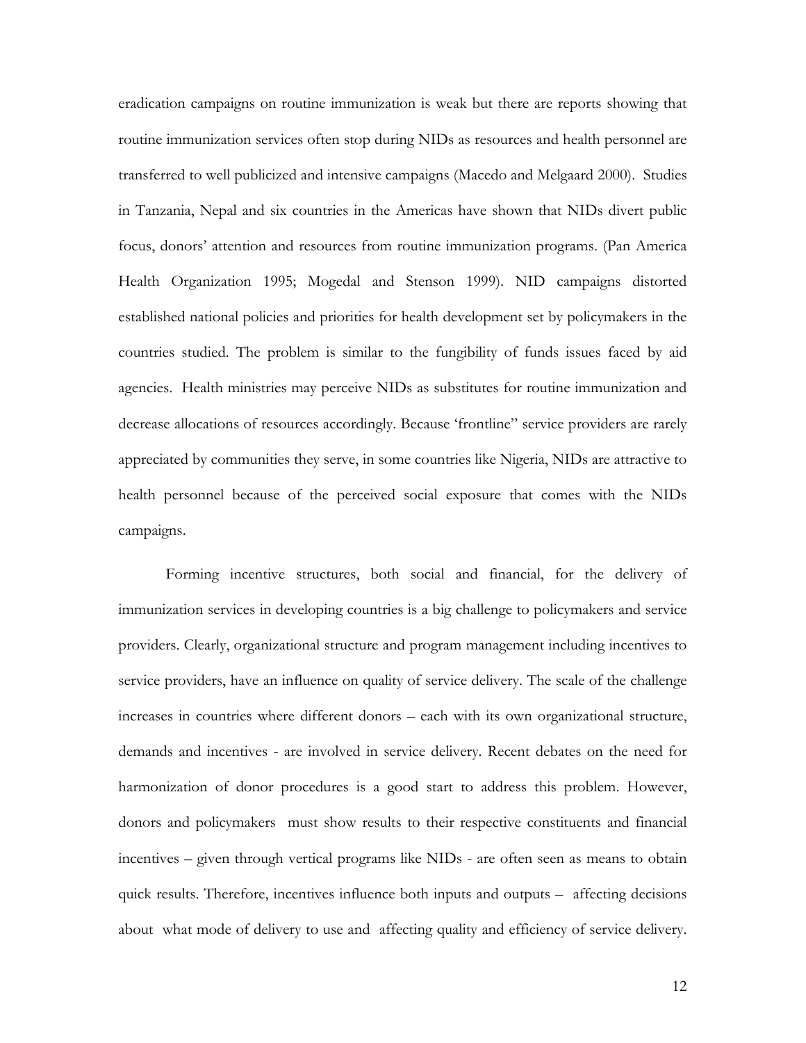eradication campaigns on routine immunization is weak but there are reports showing that routine immunization services often stop during NIDs as resources and health personnel are transferred to well publicized and intensive campaigns (Macedo and Melgaard 2000). Studies in Tanzania, Nepal and six countries in the Americas have shown that NIDs divert public focus, donors' attention and resources from routine immunization programs. (Pan America Health Organization 1995; Mogedal and Stenson 1999). NID campaigns distorted established national policies and priorities for health development set by policymakers in the countries studied. The problem is similar to the fungibility of funds issues faced by aid agencies. Health ministries may perceive NIDs as substitutes for routine immunization and decrease allocations of resources accordingly. Because 'frontline" service providers are rarely appreciated by communities they serve, in some countries like Nigeria, NIDs are attractive to health personnel because of the perceived social exposure that comes with the NIDs campaigns.

Forming incentive structures, both social and financial, for the delivery of immunization services in developing countries is a big challenge to policymakers and service providers. Clearly, organizational structure and program management including incentives to service providers, have an influence on quality of service delivery. The scale of the challenge increases in countries where different donors – each with its own organizational structure, demands and incentives - are involved in service delivery. Recent debates on the need for harmonization of donor procedures is a good start to address this problem. However, donors and policymakers must show results to their respective constituents and financial incentives – given through vertical programs like NIDs - are often seen as means to obtain quick results. Therefore, incentives influence both inputs and outputs – affecting decisions about what mode of delivery to use and affecting quality and efficiency of service delivery.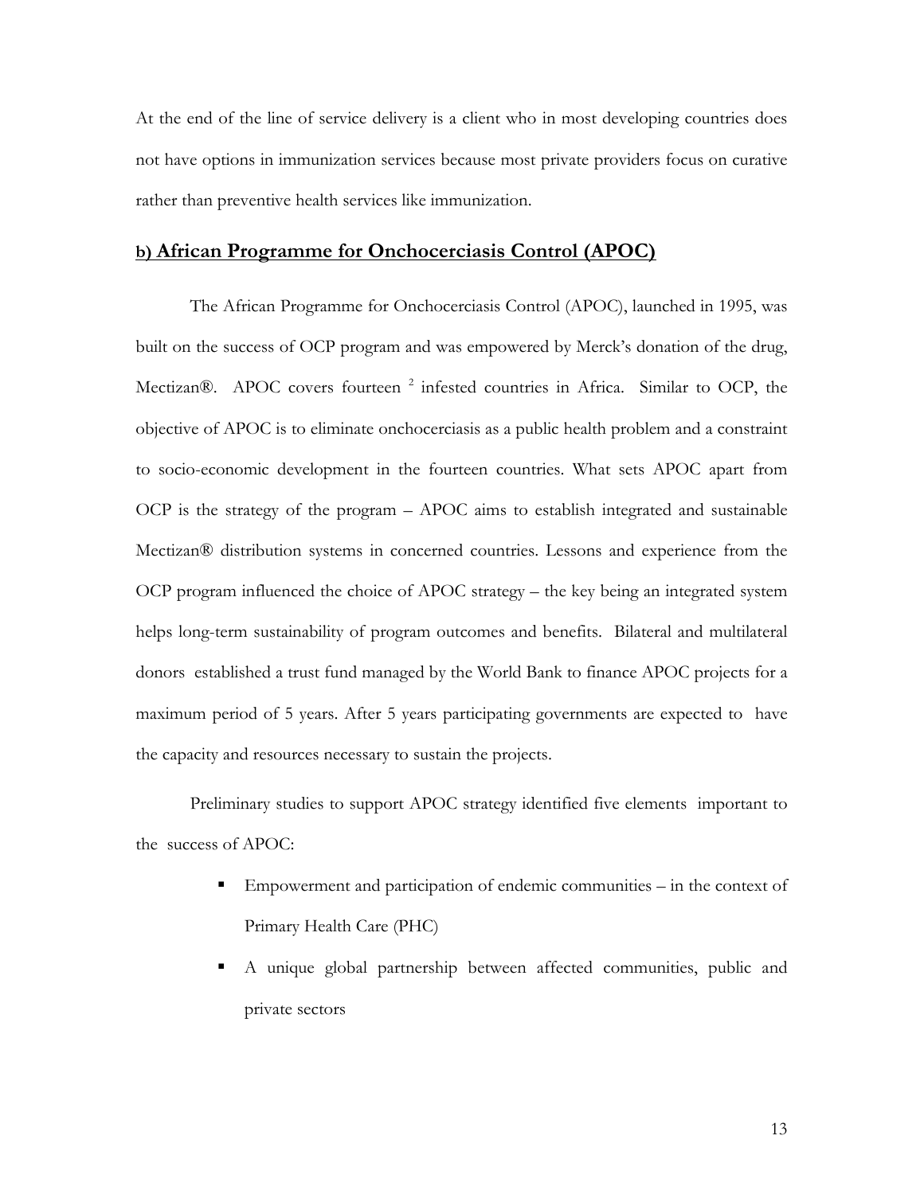At the end of the line of service delivery is a client who in most developing countries does not have options in immunization services because most private providers focus on curative rather than preventive health services like immunization.

## b) African Programme for Onchocerciasis Control (APOC)

The African Programme for Onchocerciasis Control (APOC), launched in 1995, was built on the success of OCP program and was empowered by Merck's donation of the drug, Mectizan®. APOC covers fourteen [2] infested countries in Africa. Similar to OCP, the objective of APOC is to eliminate onchocerciasis as a public health problem and a constraint to socio-economic development in the fourteen countries. What sets APOC apart from OCP is the strategy of the program – APOC aims to establish integrated and sustainable Mectizan® distribution systems in concerned countries. Lessons and experience from the OCP program influenced the choice of APOC strategy – the key being an integrated system helps long-term sustainability of program outcomes and benefits. Bilateral and multilateral donors established a trust fund managed by the World Bank to finance APOC projects for a maximum period of 5 years. After 5 years participating governments are expected to have the capacity and resources necessary to sustain the projects.

Preliminary studies to support APOC strategy identified five elements important to the success of APOC:

- Empowerment and participation of endemic communities – in the context of Primary Health Care (PHC)
- A unique global partnership between affected communities, public and private sectors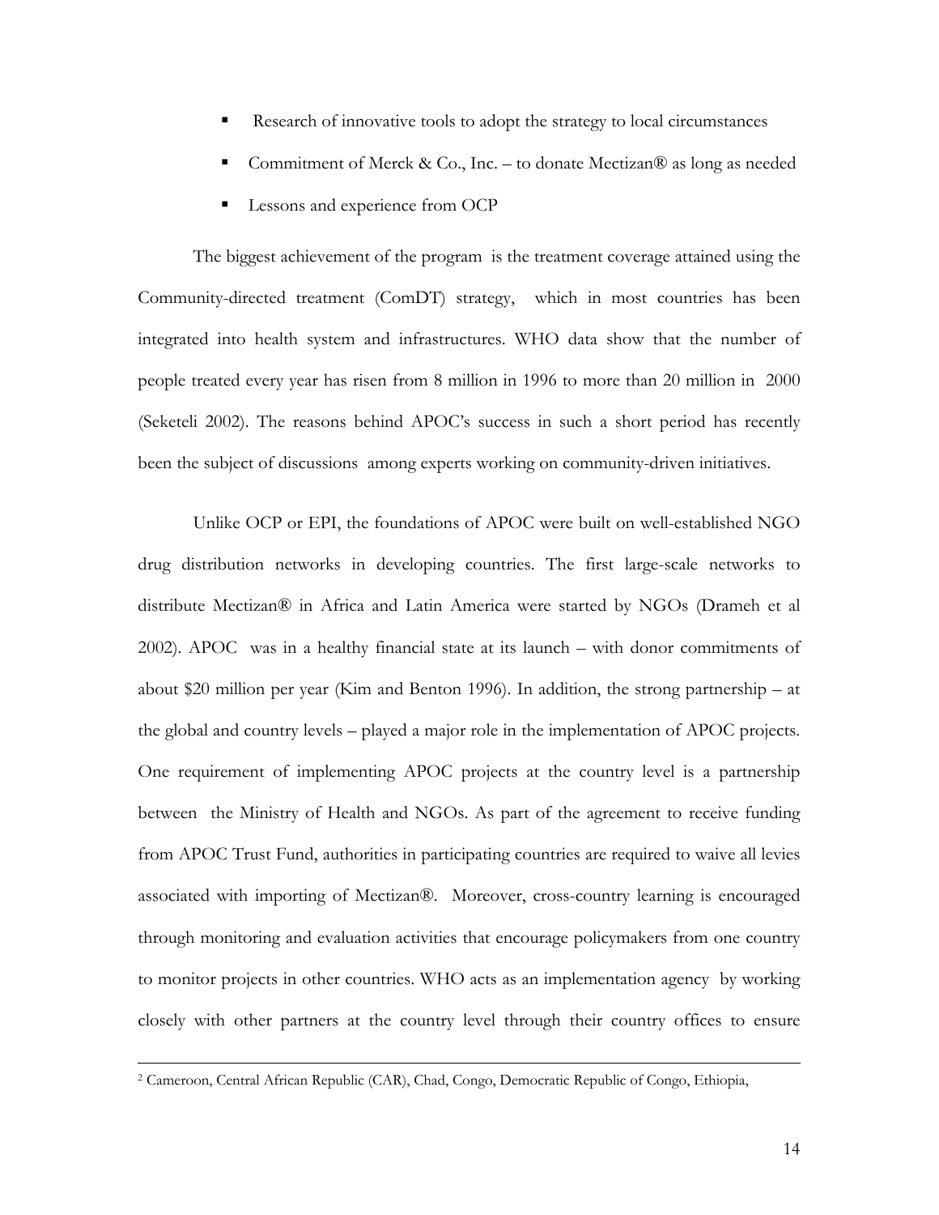- Research of innovative tools to adopt the strategy to local circumstances
- Commitment of Merck & Co., Inc. – to donate Mectizan® as long as needed
- Lessons and experience from OCP

The biggest achievement of the program is the treatment coverage attained using the Community-directed treatment (ComDT) strategy, which in most countries has been integrated into health system and infrastructures. WHO data show that the number of people treated every year has risen from 8 million in 1996 to more than 20 million in 2000 (Seketeli 2002). The reasons behind APOC's success in such a short period has recently been the subject of discussions among experts working on community-driven initiatives.

Unlike OCP or EPI, the foundations of APOC were built on well-established NGO drug distribution networks in developing countries. The first large-scale networks to distribute Mectizan® in Africa and Latin America were started by NGOs (Drameh et al 2002). APOC was in a healthy financial state at its launch – with donor commitments of about $20 million per year (Kim and Benton 1996). In addition, the strong partnership – at the global and country levels – played a major role in the implementation of APOC projects. One requirement of implementing APOC projects at the country level is a partnership between the Ministry of Health and NGOs. As part of the agreement to receive funding from APOC Trust Fund, authorities in participating countries are required to waive all levies associated with importing of Mectizan®. Moreover, cross-country learning is encouraged through monitoring and evaluation activities that encourage policymakers from one country to monitor projects in other countries. WHO acts as an implementation agency by working closely with other partners at the country level through their country offices to ensure

[2] Cameroon, Central African Republic (CAR), Chad, Congo, Democratic Republic of Congo, Ethiopia,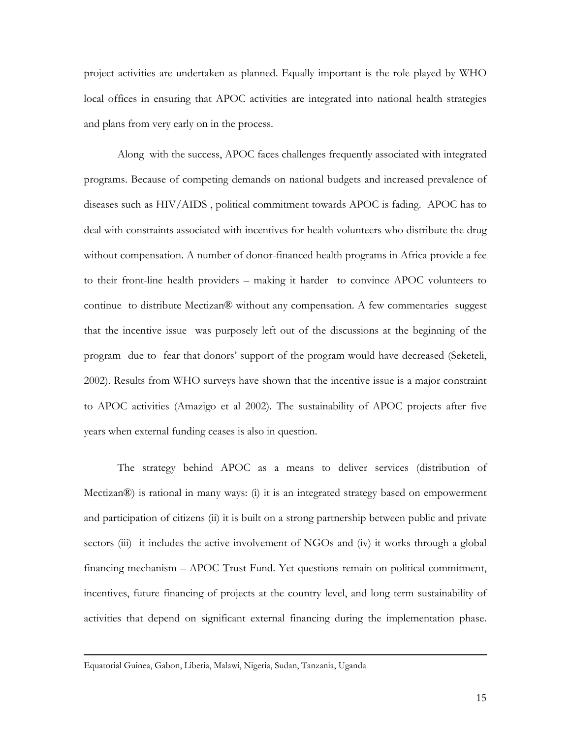project activities are undertaken as planned. Equally important is the role played by WHO local offices in ensuring that APOC activities are integrated into national health strategies and plans from very early on in the process.

Along with the success, APOC faces challenges frequently associated with integrated programs. Because of competing demands on national budgets and increased prevalence of diseases such as HIV/AIDS , political commitment towards APOC is fading. APOC has to deal with constraints associated with incentives for health volunteers who distribute the drug without compensation. A number of donor-financed health programs in Africa provide a fee to their front-line health providers – making it harder to convince APOC volunteers to continue to distribute Mectizan® without any compensation. A few commentaries suggest that the incentive issue was purposely left out of the discussions at the beginning of the program due to fear that donors' support of the program would have decreased (Seketeli, 2002). Results from WHO surveys have shown that the incentive issue is a major constraint to APOC activities (Amazigo et al 2002). The sustainability of APOC projects after five years when external funding ceases is also in question.

The strategy behind APOC as a means to deliver services (distribution of Mectizan®) is rational in many ways: (i) it is an integrated strategy based on empowerment and participation of citizens (ii) it is built on a strong partnership between public and private sectors (iii) it includes the active involvement of NGOs and (iv) it works through a global financing mechanism – APOC Trust Fund. Yet questions remain on political commitment, incentives, future financing of projects at the country level, and long term sustainability of activities that depend on significant external financing during the implementation phase.

---

Equatorial Guinea, Gabon, Liberia, Malawi, Nigeria, Sudan, Tanzania, Uganda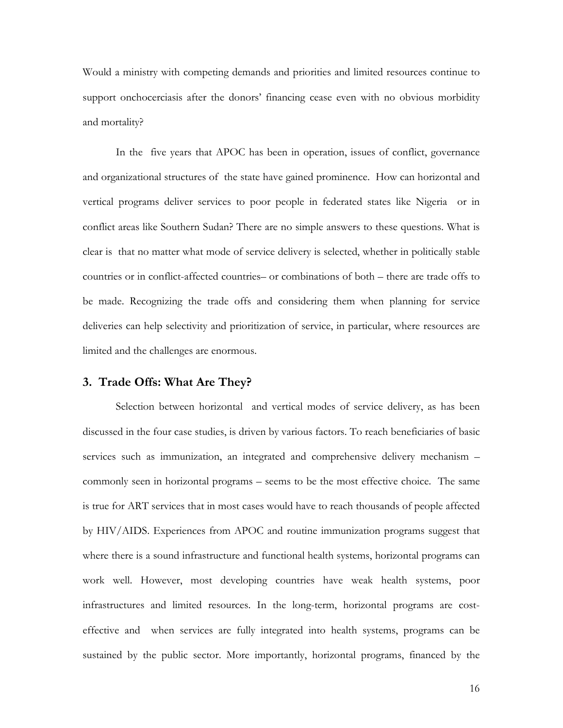Would a ministry with competing demands and priorities and limited resources continue to support onchocerciasis after the donors' financing cease even with no obvious morbidity and mortality?

In the five years that APOC has been in operation, issues of conflict, governance and organizational structures of the state have gained prominence. How can horizontal and vertical programs deliver services to poor people in federated states like Nigeria or in conflict areas like Southern Sudan? There are no simple answers to these questions. What is clear is that no matter what mode of service delivery is selected, whether in politically stable countries or in conflict-affected countries– or combinations of both – there are trade offs to be made. Recognizing the trade offs and considering them when planning for service deliveries can help selectivity and prioritization of service, in particular, where resources are limited and the challenges are enormous.

## 3. Trade Offs: What Are They?

Selection between horizontal and vertical modes of service delivery, as has been discussed in the four case studies, is driven by various factors. To reach beneficiaries of basic services such as immunization, an integrated and comprehensive delivery mechanism – commonly seen in horizontal programs – seems to be the most effective choice. The same is true for ART services that in most cases would have to reach thousands of people affected by HIV/AIDS. Experiences from APOC and routine immunization programs suggest that where there is a sound infrastructure and functional health systems, horizontal programs can work well. However, most developing countries have weak health systems, poor infrastructures and limited resources. In the long-term, horizontal programs are cost-effective and when services are fully integrated into health systems, programs can be sustained by the public sector. More importantly, horizontal programs, financed by the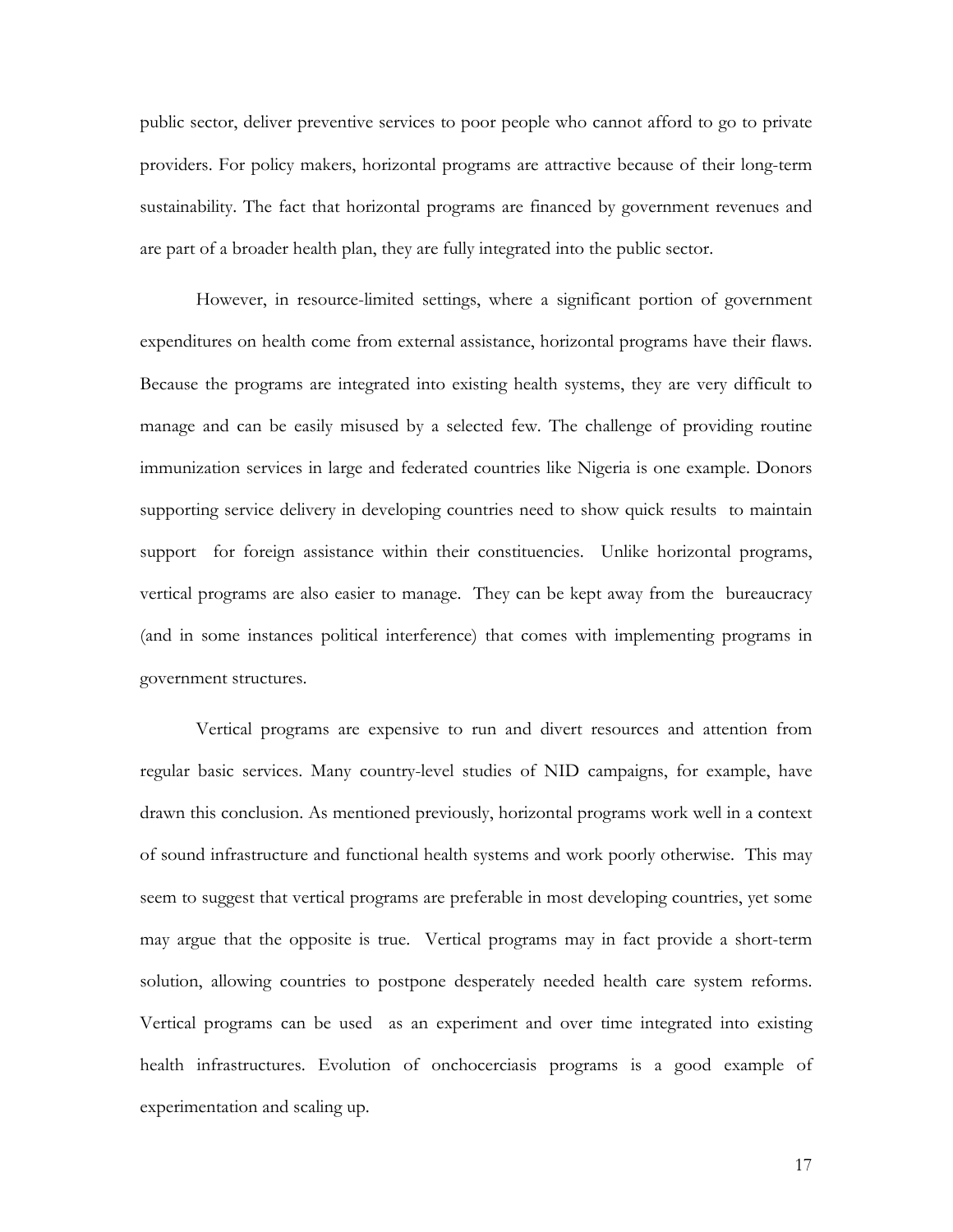public sector, deliver preventive services to poor people who cannot afford to go to private providers. For policy makers, horizontal programs are attractive because of their long-term sustainability. The fact that horizontal programs are financed by government revenues and are part of a broader health plan, they are fully integrated into the public sector.

However, in resource-limited settings, where a significant portion of government expenditures on health come from external assistance, horizontal programs have their flaws. Because the programs are integrated into existing health systems, they are very difficult to manage and can be easily misused by a selected few. The challenge of providing routine immunization services in large and federated countries like Nigeria is one example. Donors supporting service delivery in developing countries need to show quick results to maintain support for foreign assistance within their constituencies. Unlike horizontal programs, vertical programs are also easier to manage. They can be kept away from the bureaucracy (and in some instances political interference) that comes with implementing programs in government structures.

Vertical programs are expensive to run and divert resources and attention from regular basic services. Many country-level studies of NID campaigns, for example, have drawn this conclusion. As mentioned previously, horizontal programs work well in a context of sound infrastructure and functional health systems and work poorly otherwise. This may seem to suggest that vertical programs are preferable in most developing countries, yet some may argue that the opposite is true. Vertical programs may in fact provide a short-term solution, allowing countries to postpone desperately needed health care system reforms. Vertical programs can be used as an experiment and over time integrated into existing health infrastructures. Evolution of onchocerciasis programs is a good example of experimentation and scaling up.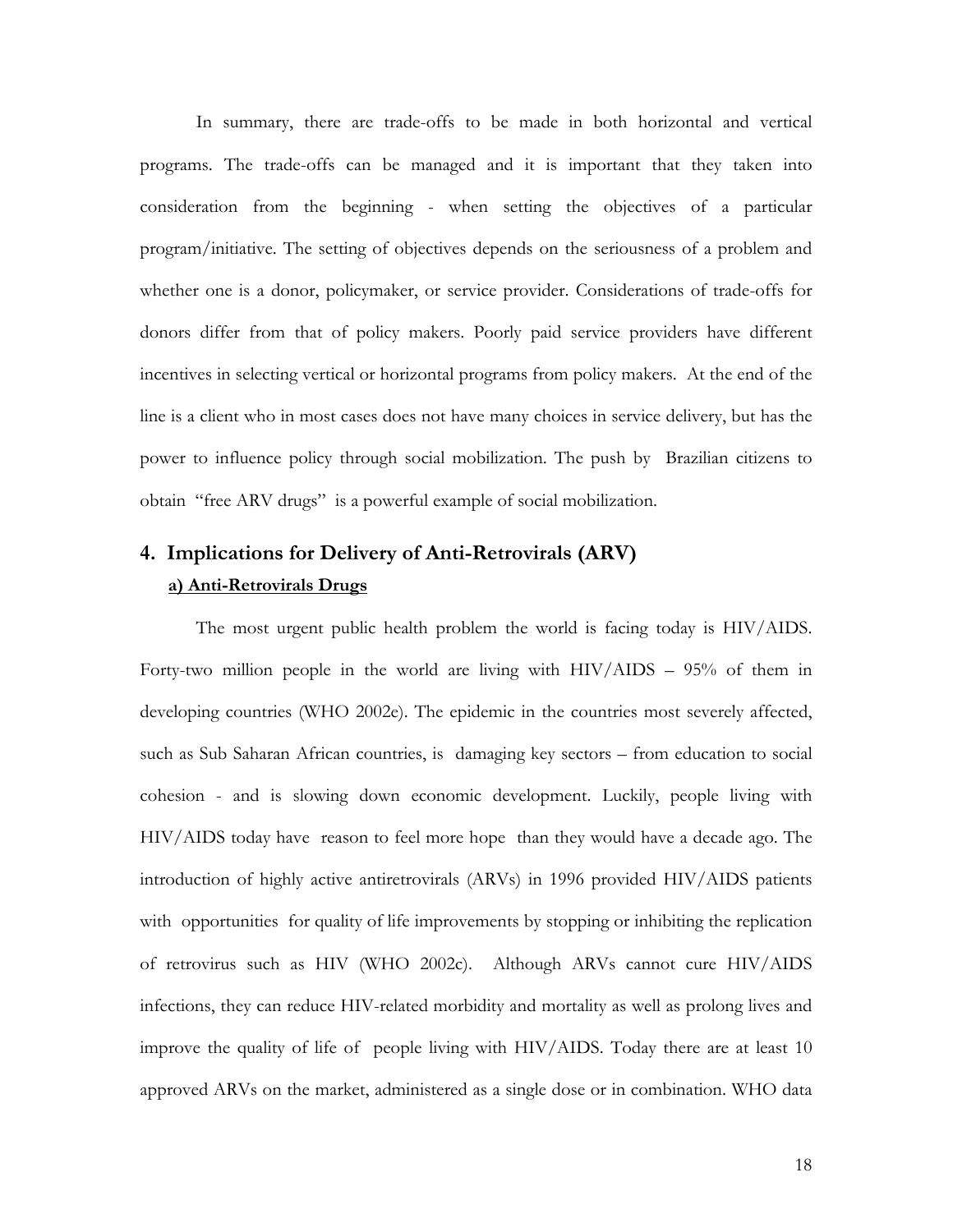In summary, there are trade-offs to be made in both horizontal and vertical programs. The trade-offs can be managed and it is important that they taken into consideration from the beginning - when setting the objectives of a particular program/initiative. The setting of objectives depends on the seriousness of a problem and whether one is a donor, policymaker, or service provider. Considerations of trade-offs for donors differ from that of policy makers. Poorly paid service providers have different incentives in selecting vertical or horizontal programs from policy makers. At the end of the line is a client who in most cases does not have many choices in service delivery, but has the power to influence policy through social mobilization. The push by Brazilian citizens to obtain "free ARV drugs" is a powerful example of social mobilization.

## 4. Implications for Delivery of Anti-Retrovirals (ARV)

### a) Anti-Retrovirals Drugs

The most urgent public health problem the world is facing today is HIV/AIDS. Forty-two million people in the world are living with HIV/AIDS – 95% of them in developing countries (WHO 2002e). The epidemic in the countries most severely affected, such as Sub Saharan African countries, is damaging key sectors – from education to social cohesion - and is slowing down economic development. Luckily, people living with HIV/AIDS today have reason to feel more hope than they would have a decade ago. The introduction of highly active antiretrovirals (ARVs) in 1996 provided HIV/AIDS patients with opportunities for quality of life improvements by stopping or inhibiting the replication of retrovirus such as HIV (WHO 2002c). Although ARVs cannot cure HIV/AIDS infections, they can reduce HIV-related morbidity and mortality as well as prolong lives and improve the quality of life of people living with HIV/AIDS. Today there are at least 10 approved ARVs on the market, administered as a single dose or in combination. WHO data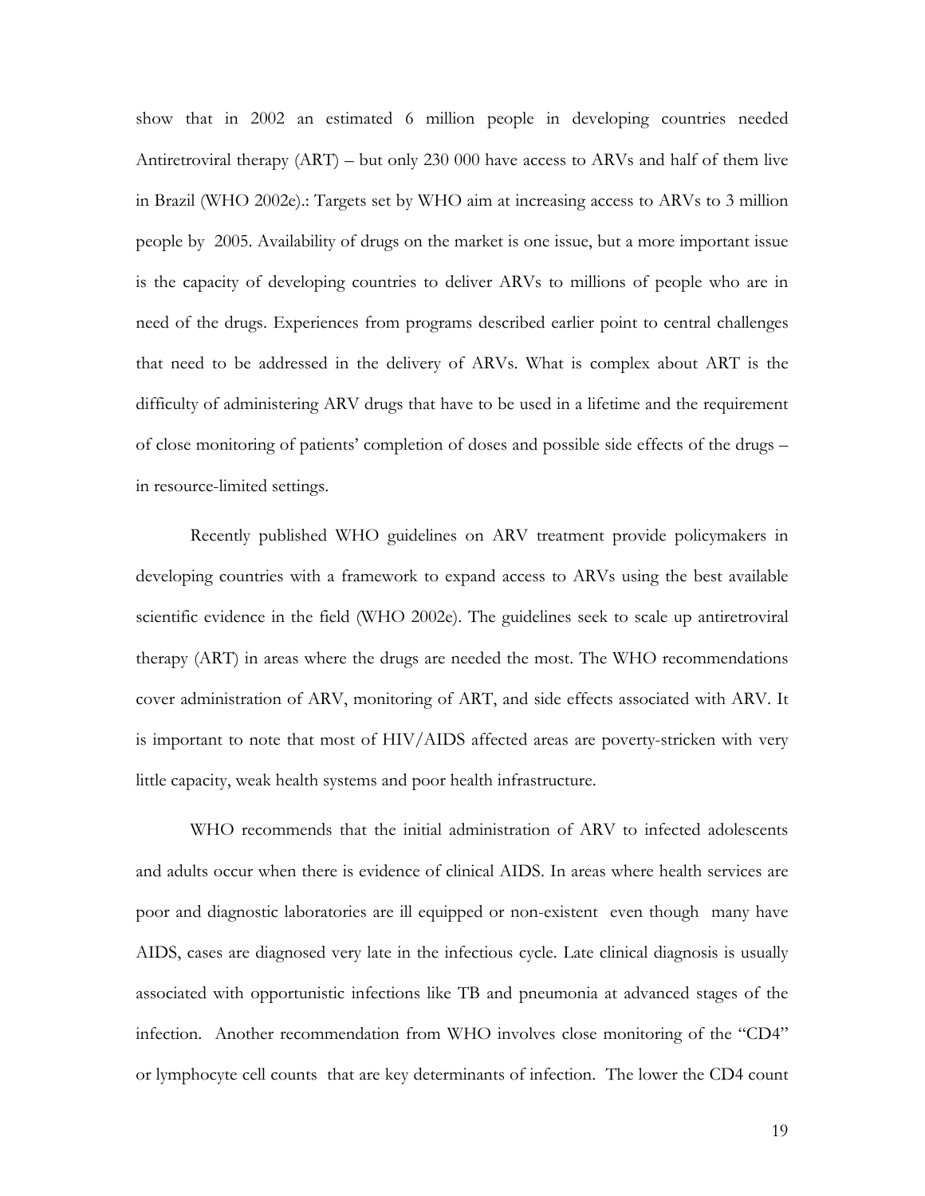show that in 2002 an estimated 6 million people in developing countries needed Antiretroviral therapy (ART) – but only 230 000 have access to ARVs and half of them live in Brazil (WHO 2002e).: Targets set by WHO aim at increasing access to ARVs to 3 million people by 2005. Availability of drugs on the market is one issue, but a more important issue is the capacity of developing countries to deliver ARVs to millions of people who are in need of the drugs. Experiences from programs described earlier point to central challenges that need to be addressed in the delivery of ARVs. What is complex about ART is the difficulty of administering ARV drugs that have to be used in a lifetime and the requirement of close monitoring of patients' completion of doses and possible side effects of the drugs – in resource-limited settings.

Recently published WHO guidelines on ARV treatment provide policymakers in developing countries with a framework to expand access to ARVs using the best available scientific evidence in the field (WHO 2002e). The guidelines seek to scale up antiretroviral therapy (ART) in areas where the drugs are needed the most. The WHO recommendations cover administration of ARV, monitoring of ART, and side effects associated with ARV. It is important to note that most of HIV/AIDS affected areas are poverty-stricken with very little capacity, weak health systems and poor health infrastructure.

WHO recommends that the initial administration of ARV to infected adolescents and adults occur when there is evidence of clinical AIDS. In areas where health services are poor and diagnostic laboratories are ill equipped or non-existent even though many have AIDS, cases are diagnosed very late in the infectious cycle. Late clinical diagnosis is usually associated with opportunistic infections like TB and pneumonia at advanced stages of the infection. Another recommendation from WHO involves close monitoring of the "CD4" or lymphocyte cell counts that are key determinants of infection. The lower the CD4 count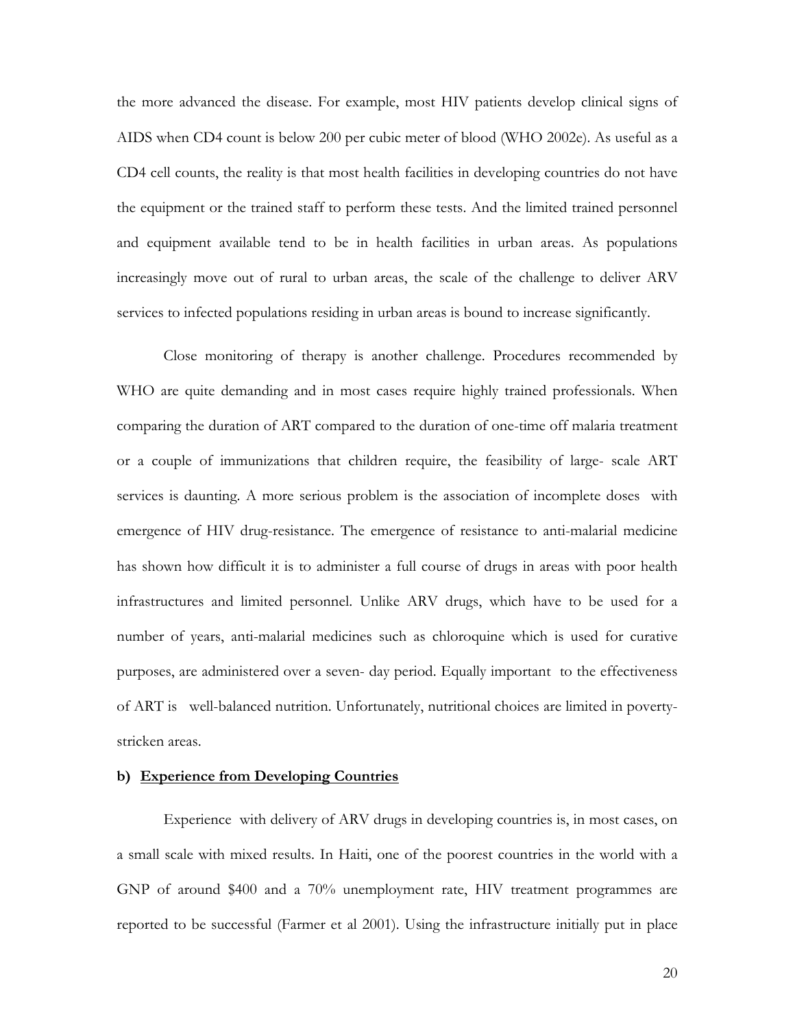the more advanced the disease. For example, most HIV patients develop clinical signs of AIDS when CD4 count is below 200 per cubic meter of blood (WHO 2002e). As useful as a CD4 cell counts, the reality is that most health facilities in developing countries do not have the equipment or the trained staff to perform these tests. And the limited trained personnel and equipment available tend to be in health facilities in urban areas. As populations increasingly move out of rural to urban areas, the scale of the challenge to deliver ARV services to infected populations residing in urban areas is bound to increase significantly.

Close monitoring of therapy is another challenge. Procedures recommended by WHO are quite demanding and in most cases require highly trained professionals. When comparing the duration of ART compared to the duration of one-time off malaria treatment or a couple of immunizations that children require, the feasibility of large- scale ART services is daunting. A more serious problem is the association of incomplete doses with emergence of HIV drug-resistance. The emergence of resistance to anti-malarial medicine has shown how difficult it is to administer a full course of drugs in areas with poor health infrastructures and limited personnel. Unlike ARV drugs, which have to be used for a number of years, anti-malarial medicines such as chloroquine which is used for curative purposes, are administered over a seven- day period. Equally important to the effectiveness of ART is well-balanced nutrition. Unfortunately, nutritional choices are limited in poverty-stricken areas.

**b) <u>Experience from Developing Countries</u>**

Experience with delivery of ARV drugs in developing countries is, in most cases, on a small scale with mixed results. In Haiti, one of the poorest countries in the world with a GNP of around \$400 and a 70% unemployment rate, HIV treatment programmes are reported to be successful (Farmer et al 2001). Using the infrastructure initially put in place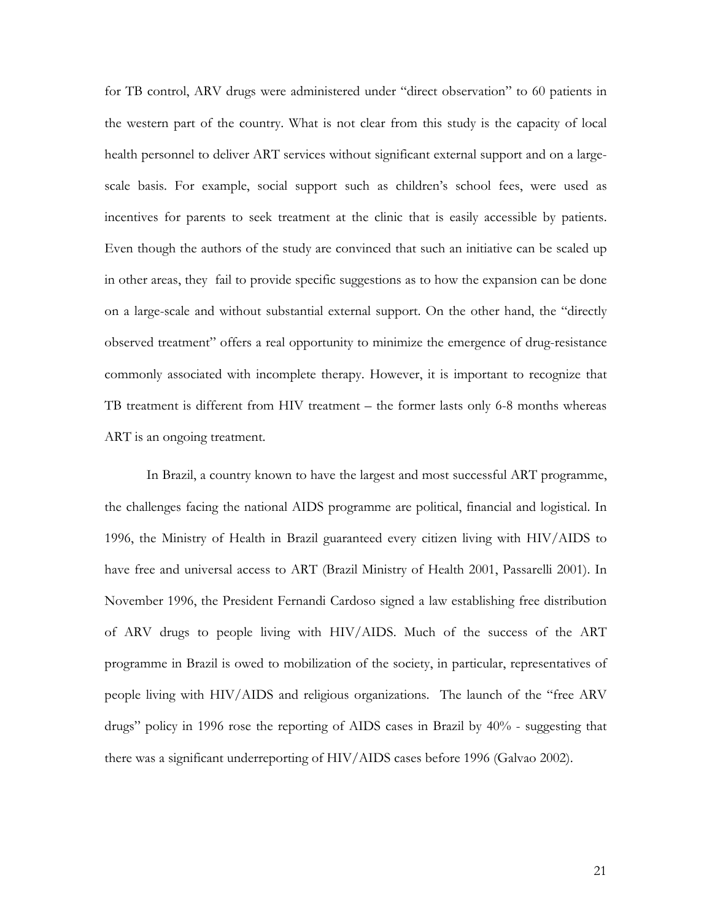for TB control, ARV drugs were administered under "direct observation" to 60 patients in the western part of the country. What is not clear from this study is the capacity of local health personnel to deliver ART services without significant external support and on a large-scale basis. For example, social support such as children's school fees, were used as incentives for parents to seek treatment at the clinic that is easily accessible by patients. Even though the authors of the study are convinced that such an initiative can be scaled up in other areas, they fail to provide specific suggestions as to how the expansion can be done on a large-scale and without substantial external support. On the other hand, the "directly observed treatment" offers a real opportunity to minimize the emergence of drug-resistance commonly associated with incomplete therapy. However, it is important to recognize that TB treatment is different from HIV treatment – the former lasts only 6-8 months whereas ART is an ongoing treatment.

In Brazil, a country known to have the largest and most successful ART programme, the challenges facing the national AIDS programme are political, financial and logistical. In 1996, the Ministry of Health in Brazil guaranteed every citizen living with HIV/AIDS to have free and universal access to ART (Brazil Ministry of Health 2001, Passarelli 2001). In November 1996, the President Fernandi Cardoso signed a law establishing free distribution of ARV drugs to people living with HIV/AIDS. Much of the success of the ART programme in Brazil is owed to mobilization of the society, in particular, representatives of people living with HIV/AIDS and religious organizations. The launch of the "free ARV drugs" policy in 1996 rose the reporting of AIDS cases in Brazil by 40% - suggesting that there was a significant underreporting of HIV/AIDS cases before 1996 (Galvao 2002).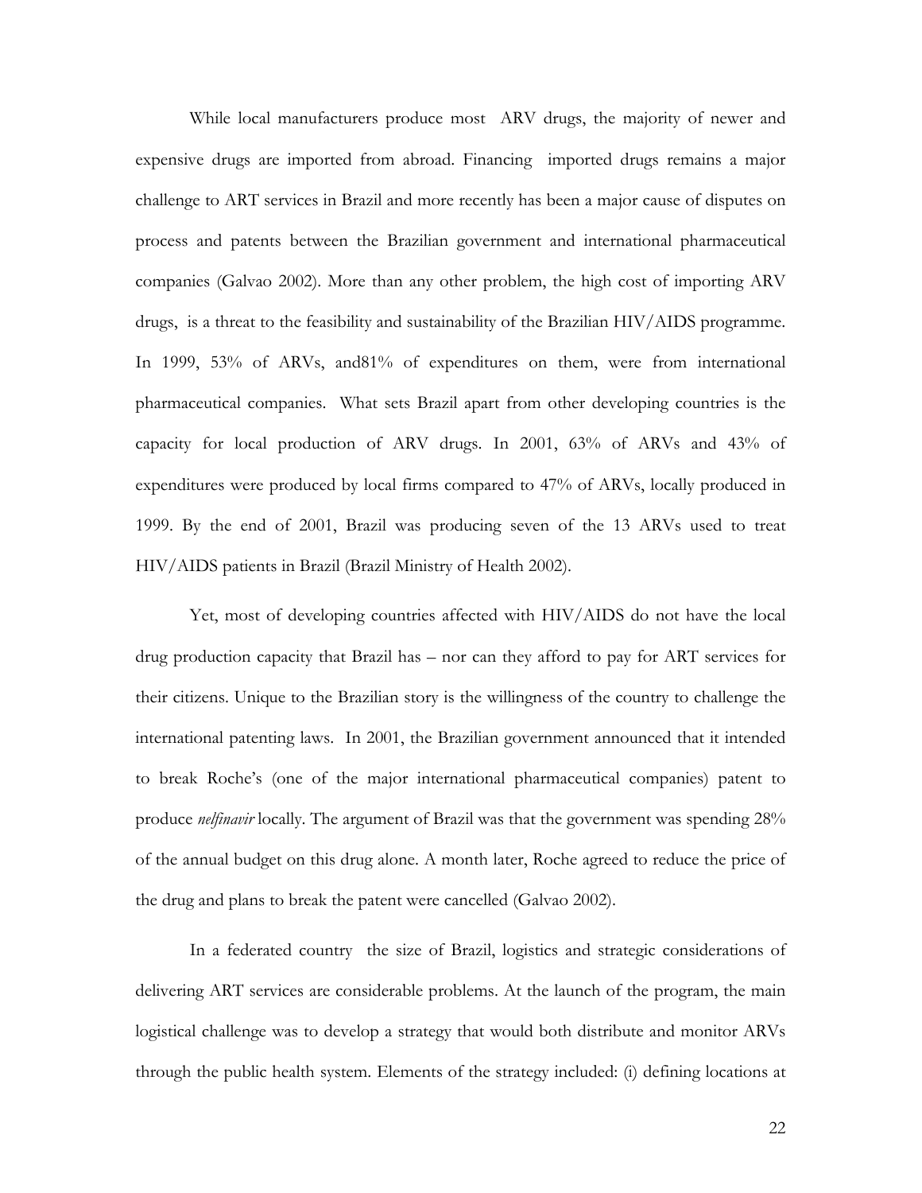While local manufacturers produce most ARV drugs, the majority of newer and expensive drugs are imported from abroad. Financing imported drugs remains a major challenge to ART services in Brazil and more recently has been a major cause of disputes on process and patents between the Brazilian government and international pharmaceutical companies (Galvao 2002). More than any other problem, the high cost of importing ARV drugs, is a threat to the feasibility and sustainability of the Brazilian HIV/AIDS programme. In 1999, 53% of ARVs, and81% of expenditures on them, were from international pharmaceutical companies. What sets Brazil apart from other developing countries is the capacity for local production of ARV drugs. In 2001, 63% of ARVs and 43% of expenditures were produced by local firms compared to 47% of ARVs, locally produced in 1999. By the end of 2001, Brazil was producing seven of the 13 ARVs used to treat HIV/AIDS patients in Brazil (Brazil Ministry of Health 2002).

Yet, most of developing countries affected with HIV/AIDS do not have the local drug production capacity that Brazil has – nor can they afford to pay for ART services for their citizens. Unique to the Brazilian story is the willingness of the country to challenge the international patenting laws. In 2001, the Brazilian government announced that it intended to break Roche's (one of the major international pharmaceutical companies) patent to produce *nelfinavir* locally. The argument of Brazil was that the government was spending 28% of the annual budget on this drug alone. A month later, Roche agreed to reduce the price of the drug and plans to break the patent were cancelled (Galvao 2002).

In a federated country the size of Brazil, logistics and strategic considerations of delivering ART services are considerable problems. At the launch of the program, the main logistical challenge was to develop a strategy that would both distribute and monitor ARVs through the public health system. Elements of the strategy included: (i) defining locations at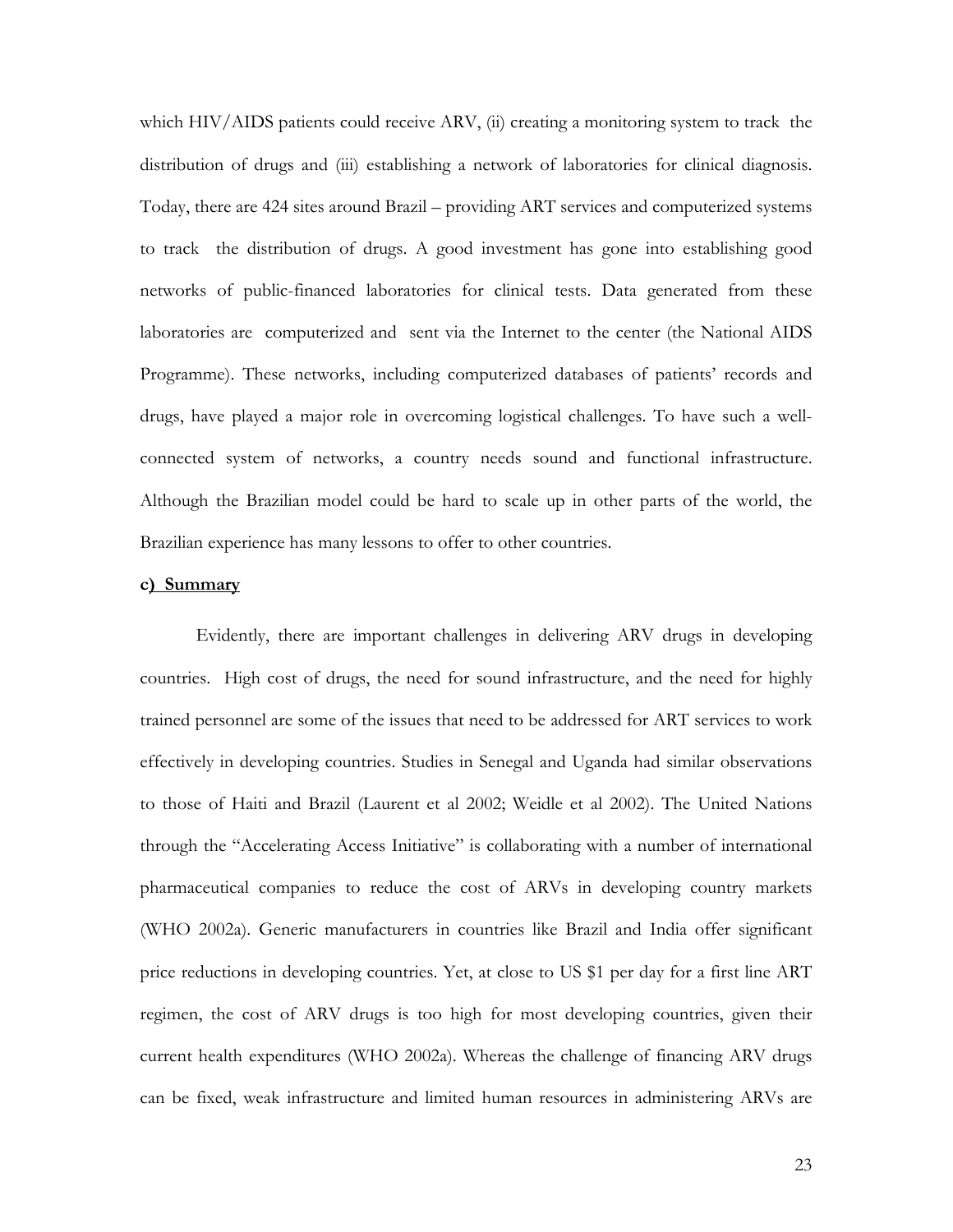which HIV/AIDS patients could receive ARV, (ii) creating a monitoring system to track the distribution of drugs and (iii) establishing a network of laboratories for clinical diagnosis. Today, there are 424 sites around Brazil – providing ART services and computerized systems to track the distribution of drugs. A good investment has gone into establishing good networks of public-financed laboratories for clinical tests. Data generated from these laboratories are computerized and sent via the Internet to the center (the National AIDS Programme). These networks, including computerized databases of patients' records and drugs, have played a major role in overcoming logistical challenges. To have such a well-connected system of networks, a country needs sound and functional infrastructure. Although the Brazilian model could be hard to scale up in other parts of the world, the Brazilian experience has many lessons to offer to other countries.

**c) Summary**

Evidently, there are important challenges in delivering ARV drugs in developing countries. High cost of drugs, the need for sound infrastructure, and the need for highly trained personnel are some of the issues that need to be addressed for ART services to work effectively in developing countries. Studies in Senegal and Uganda had similar observations to those of Haiti and Brazil (Laurent et al 2002; Weidle et al 2002). The United Nations through the "Accelerating Access Initiative" is collaborating with a number of international pharmaceutical companies to reduce the cost of ARVs in developing country markets (WHO 2002a). Generic manufacturers in countries like Brazil and India offer significant price reductions in developing countries. Yet, at close to US $1 per day for a first line ART regimen, the cost of ARV drugs is too high for most developing countries, given their current health expenditures (WHO 2002a). Whereas the challenge of financing ARV drugs can be fixed, weak infrastructure and limited human resources in administering ARVs are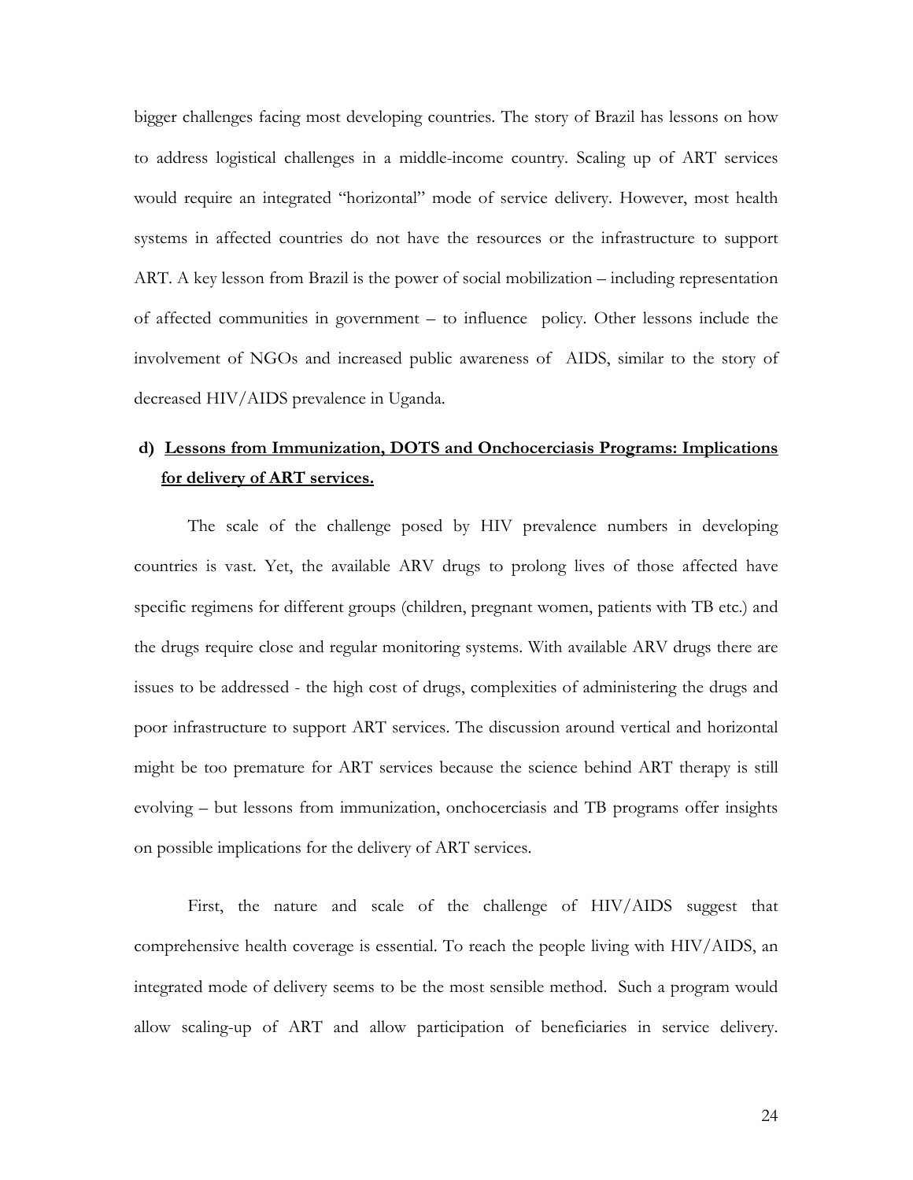bigger challenges facing most developing countries. The story of Brazil has lessons on how to address logistical challenges in a middle-income country. Scaling up of ART services would require an integrated "horizontal" mode of service delivery. However, most health systems in affected countries do not have the resources or the infrastructure to support ART. A key lesson from Brazil is the power of social mobilization – including representation of affected communities in government – to influence policy. Other lessons include the involvement of NGOs and increased public awareness of AIDS, similar to the story of decreased HIV/AIDS prevalence in Uganda.

**d) <u>Lessons from Immunization, DOTS and Onchocerciasis Programs: Implications for delivery of ART services.</u>**

The scale of the challenge posed by HIV prevalence numbers in developing countries is vast. Yet, the available ARV drugs to prolong lives of those affected have specific regimens for different groups (children, pregnant women, patients with TB etc.) and the drugs require close and regular monitoring systems. With available ARV drugs there are issues to be addressed - the high cost of drugs, complexities of administering the drugs and poor infrastructure to support ART services. The discussion around vertical and horizontal might be too premature for ART services because the science behind ART therapy is still evolving – but lessons from immunization, onchocerciasis and TB programs offer insights on possible implications for the delivery of ART services.

First, the nature and scale of the challenge of HIV/AIDS suggest that comprehensive health coverage is essential. To reach the people living with HIV/AIDS, an integrated mode of delivery seems to be the most sensible method. Such a program would allow scaling-up of ART and allow participation of beneficiaries in service delivery.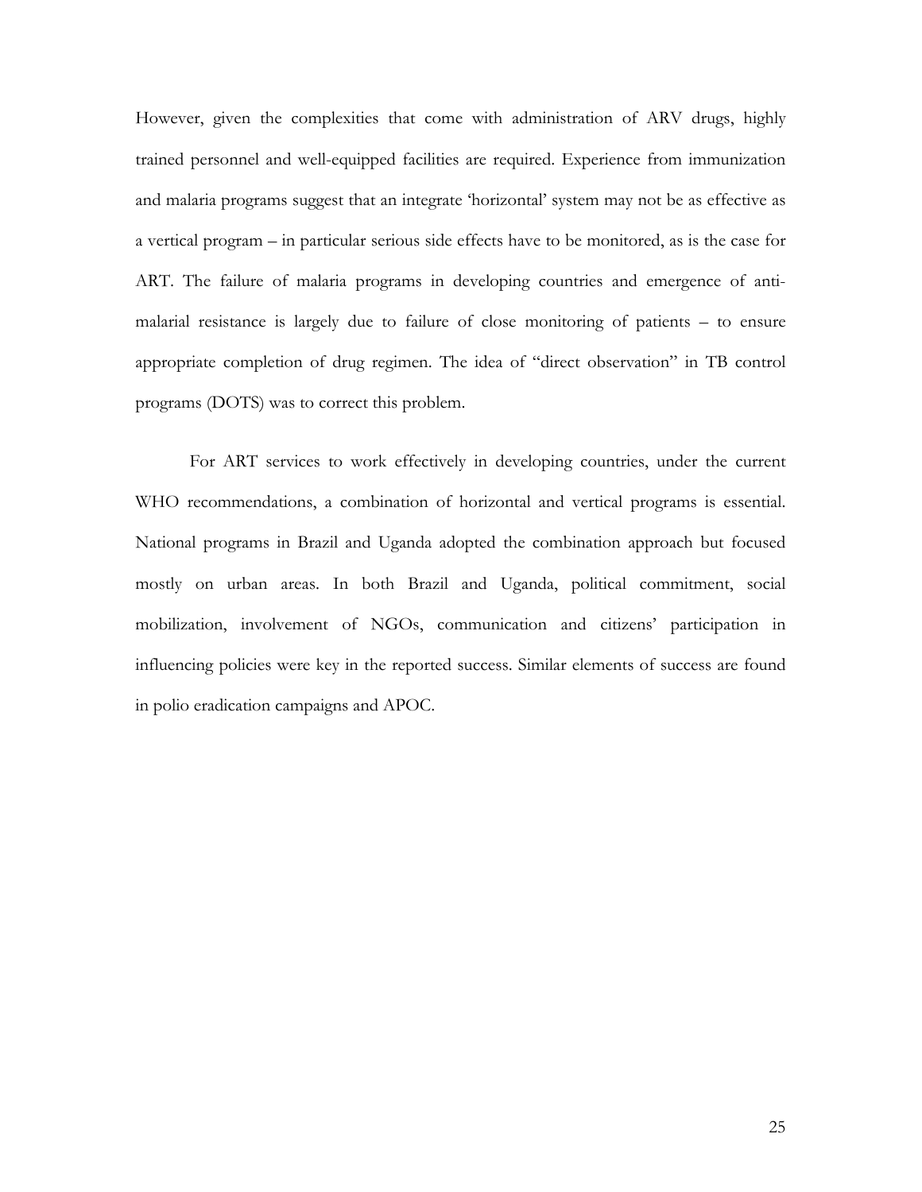However, given the complexities that come with administration of ARV drugs, highly trained personnel and well-equipped facilities are required. Experience from immunization and malaria programs suggest that an integrate 'horizontal' system may not be as effective as a vertical program – in particular serious side effects have to be monitored, as is the case for ART. The failure of malaria programs in developing countries and emergence of anti-malarial resistance is largely due to failure of close monitoring of patients – to ensure appropriate completion of drug regimen. The idea of "direct observation" in TB control programs (DOTS) was to correct this problem.

For ART services to work effectively in developing countries, under the current WHO recommendations, a combination of horizontal and vertical programs is essential. National programs in Brazil and Uganda adopted the combination approach but focused mostly on urban areas. In both Brazil and Uganda, political commitment, social mobilization, involvement of NGOs, communication and citizens' participation in influencing policies were key in the reported success. Similar elements of success are found in polio eradication campaigns and APOC.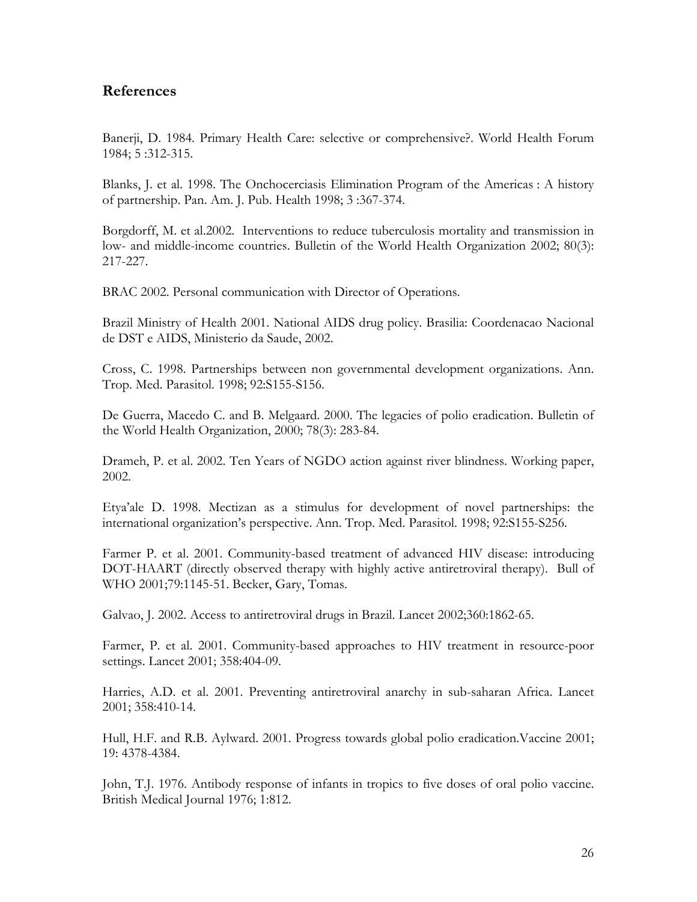## References

Banerji, D. 1984. Primary Health Care: selective or comprehensive?. World Health Forum 1984; 5 :312-315.

Blanks, J. et al. 1998. The Onchocerciasis Elimination Program of the Americas : A history of partnership. Pan. Am. J. Pub. Health 1998; 3 :367-374.

Borgdorff, M. et al.2002. Interventions to reduce tuberculosis mortality and transmission in low- and middle-income countries. Bulletin of the World Health Organization 2002; 80(3): 217-227.

BRAC 2002. Personal communication with Director of Operations.

Brazil Ministry of Health 2001. National AIDS drug policy. Brasilia: Coordenacao Nacional de DST e AIDS, Ministerio da Saude, 2002.

Cross, C. 1998. Partnerships between non governmental development organizations. Ann. Trop. Med. Parasitol. 1998; 92:S155-S156.

De Guerra, Macedo C. and B. Melgaard. 2000. The legacies of polio eradication. Bulletin of the World Health Organization, 2000; 78(3): 283-84.

Drameh, P. et al. 2002. Ten Years of NGDO action against river blindness. Working paper, 2002.

Etya'ale D. 1998. Mectizan as a stimulus for development of novel partnerships: the international organization's perspective. Ann. Trop. Med. Parasitol. 1998; 92:S155-S256.

Farmer P. et al. 2001. Community-based treatment of advanced HIV disease: introducing DOT-HAART (directly observed therapy with highly active antiretroviral therapy). Bull of WHO 2001;79:1145-51. Becker, Gary, Tomas.

Galvao, J. 2002. Access to antiretroviral drugs in Brazil. Lancet 2002;360:1862-65.

Farmer, P. et al. 2001. Community-based approaches to HIV treatment in resource-poor settings. Lancet 2001; 358:404-09.

Harries, A.D. et al. 2001. Preventing antiretroviral anarchy in sub-saharan Africa. Lancet 2001; 358:410-14.

Hull, H.F. and R.B. Aylward. 2001. Progress towards global polio eradication.Vaccine 2001; 19: 4378-4384.

John, T.J. 1976. Antibody response of infants in tropics to five doses of oral polio vaccine. British Medical Journal 1976; 1:812.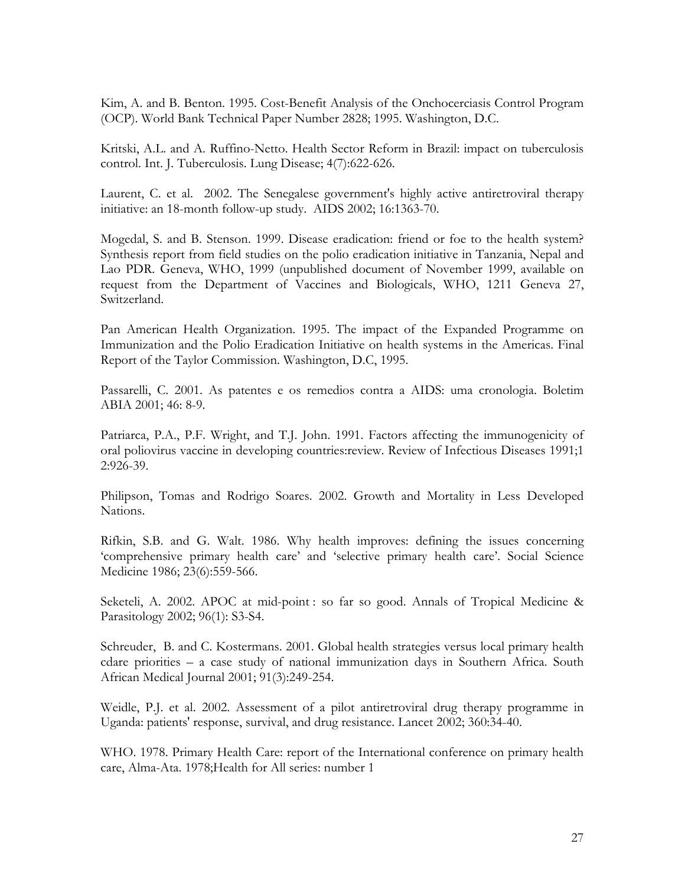Kim, A. and B. Benton. 1995. Cost-Benefit Analysis of the Onchocerciasis Control Program (OCP). World Bank Technical Paper Number 2828; 1995. Washington, D.C.

Kritski, A.L. and A. Ruffino-Netto. Health Sector Reform in Brazil: impact on tuberculosis control. Int. J. Tuberculosis. Lung Disease; 4(7):622-626.

Laurent, C. et al. 2002. The Senegalese government's highly active antiretroviral therapy initiative: an 18-month follow-up study. AIDS 2002; 16:1363-70.

Mogedal, S. and B. Stenson. 1999. Disease eradication: friend or foe to the health system? Synthesis report from field studies on the polio eradication initiative in Tanzania, Nepal and Lao PDR. Geneva, WHO, 1999 (unpublished document of November 1999, available on request from the Department of Vaccines and Biologicals, WHO, 1211 Geneva 27, Switzerland.

Pan American Health Organization. 1995. The impact of the Expanded Programme on Immunization and the Polio Eradication Initiative on health systems in the Americas. Final Report of the Taylor Commission. Washington, D.C, 1995.

Passarelli, C. 2001. As patentes e os remedios contra a AIDS: uma cronologia. Boletim ABIA 2001; 46: 8-9.

Patriarca, P.A., P.F. Wright, and T.J. John. 1991. Factors affecting the immunogenicity of oral poliovirus vaccine in developing countries:review. Review of Infectious Diseases 1991;1 2:926-39.

Philipson, Tomas and Rodrigo Soares. 2002. Growth and Mortality in Less Developed Nations.

Rifkin, S.B. and G. Walt. 1986. Why health improves: defining the issues concerning 'comprehensive primary health care' and 'selective primary health care'. Social Science Medicine 1986; 23(6):559-566.

Seketeli, A. 2002. APOC at mid-point : so far so good. Annals of Tropical Medicine & Parasitology 2002; 96(1): S3-S4.

Schreuder, B. and C. Kostermans. 2001. Global health strategies versus local primary health cdare priorities – a case study of national immunization days in Southern Africa. South African Medical Journal 2001; 91(3):249-254.

Weidle, P.J. et al. 2002. Assessment of a pilot antiretroviral drug therapy programme in Uganda: patients' response, survival, and drug resistance. Lancet 2002; 360:34-40.

WHO. 1978. Primary Health Care: report of the International conference on primary health care, Alma-Ata. 1978;Health for All series: number 1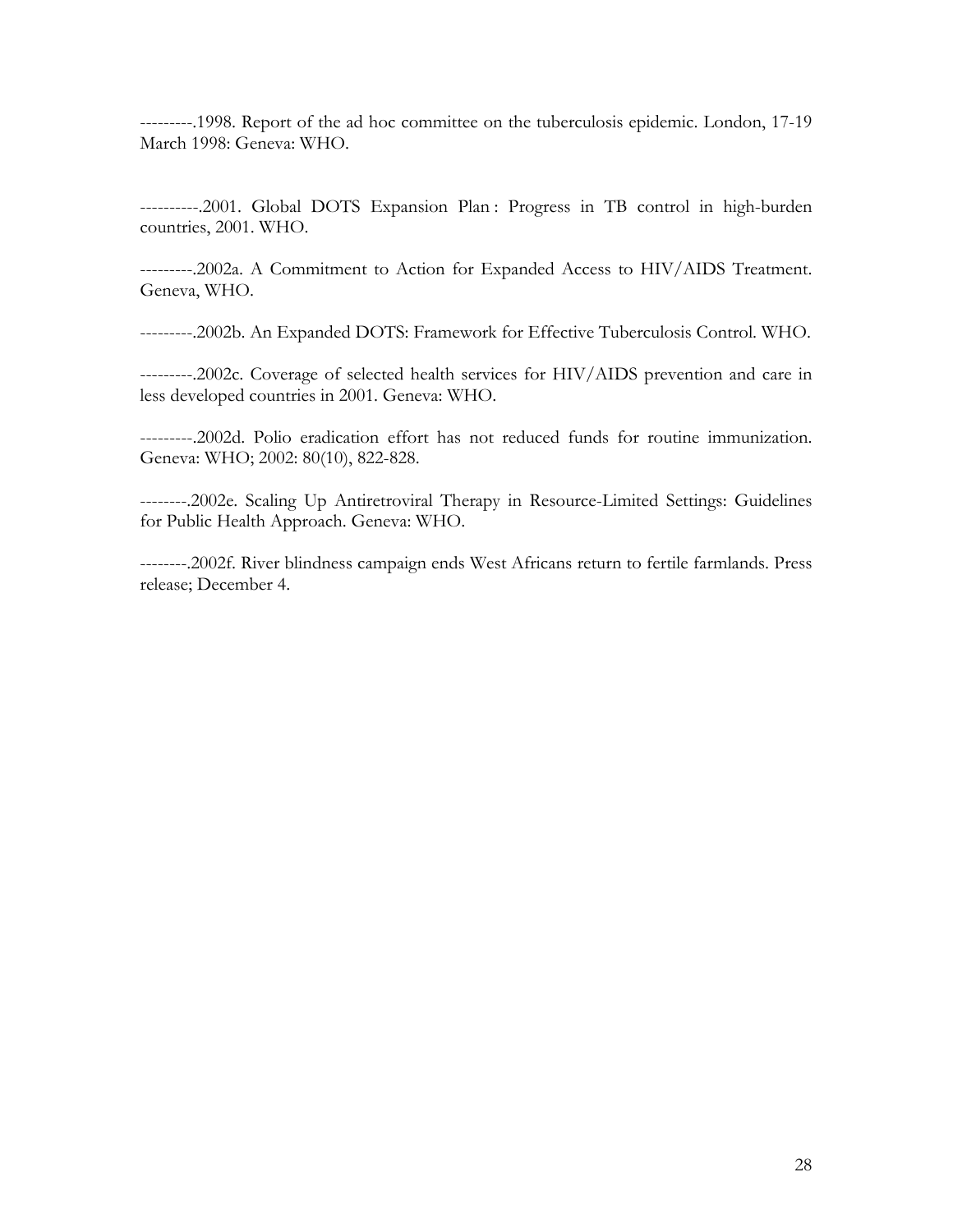---------.1998. Report of the ad hoc committee on the tuberculosis epidemic. London, 17-19 March 1998: Geneva: WHO.

----------.2001. Global DOTS Expansion Plan : Progress in TB control in high-burden countries, 2001. WHO.

---------.2002a. A Commitment to Action for Expanded Access to HIV/AIDS Treatment. Geneva, WHO.

---------.2002b. An Expanded DOTS: Framework for Effective Tuberculosis Control. WHO.

---------.2002c. Coverage of selected health services for HIV/AIDS prevention and care in less developed countries in 2001. Geneva: WHO.

---------.2002d. Polio eradication effort has not reduced funds for routine immunization. Geneva: WHO; 2002: 80(10), 822-828.

--------.2002e. Scaling Up Antiretroviral Therapy in Resource-Limited Settings: Guidelines for Public Health Approach. Geneva: WHO.

--------.2002f. River blindness campaign ends West Africans return to fertile farmlands. Press release; December 4.